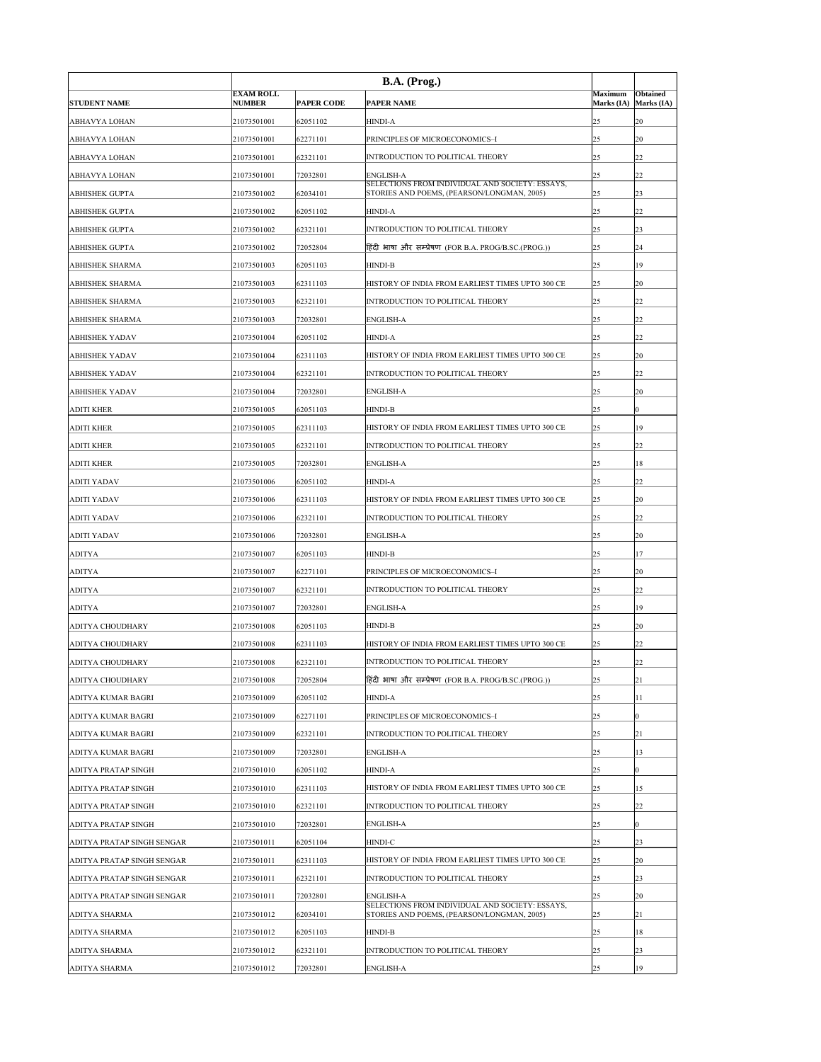| | B.A. (Prog.) | | | | |
|---|---|---|---|---|---|
| **STUDENT NAME** | **EXAM ROLL NUMBER** | **PAPER CODE** | **PAPER NAME** | **Maximum Marks (IA)** | **Obtained Marks (IA)** |
| ABHAVYA LOHAN | 21073501001 | 62051102 | HINDI-A | 25 | 20 |
| ABHAVYA LOHAN | 21073501001 | 62271101 | PRINCIPLES OF MICROECONOMICS–I | 25 | 20 |
| ABHAVYA LOHAN | 21073501001 | 62321101 | INTRODUCTION TO POLITICAL THEORY | 25 | 22 |
| ABHAVYA LOHAN | 21073501001 | 72032801 | ENGLISH-A | 25 | 22 |
| ABHISHEK GUPTA | 21073501002 | 62034101 | SELECTIONS FROM INDIVIDUAL AND SOCIETY: ESSAYS, STORIES AND POEMS, (PEARSON/LONGMAN, 2005) | 25 | 23 |
| ABHISHEK GUPTA | 21073501002 | 62051102 | HINDI-A | 25 | 22 |
| ABHISHEK GUPTA | 21073501002 | 62321101 | INTRODUCTION TO POLITICAL THEORY | 25 | 23 |
| ABHISHEK GUPTA | 21073501002 | 72052804 | हिंदी भाषा और सम्प्रेषण (FOR B.A. PROG/B.SC.(PROG.)) | 25 | 24 |
| ABHISHEK SHARMA | 21073501003 | 62051103 | HINDI-B | 25 | 19 |
| ABHISHEK SHARMA | 21073501003 | 62311103 | HISTORY OF INDIA FROM EARLIEST TIMES UPTO 300 CE | 25 | 20 |
| ABHISHEK SHARMA | 21073501003 | 62321101 | INTRODUCTION TO POLITICAL THEORY | 25 | 22 |
| ABHISHEK SHARMA | 21073501003 | 72032801 | ENGLISH-A | 25 | 22 |
| ABHISHEK YADAV | 21073501004 | 62051102 | HINDI-A | 25 | 22 |
| ABHISHEK YADAV | 21073501004 | 62311103 | HISTORY OF INDIA FROM EARLIEST TIMES UPTO 300 CE | 25 | 20 |
| ABHISHEK YADAV | 21073501004 | 62321101 | INTRODUCTION TO POLITICAL THEORY | 25 | 22 |
| ABHISHEK YADAV | 21073501004 | 72032801 | ENGLISH-A | 25 | 20 |
| ADITI KHER | 21073501005 | 62051103 | HINDI-B | 25 | 0 |
| ADITI KHER | 21073501005 | 62311103 | HISTORY OF INDIA FROM EARLIEST TIMES UPTO 300 CE | 25 | 19 |
| ADITI KHER | 21073501005 | 62321101 | INTRODUCTION TO POLITICAL THEORY | 25 | 22 |
| ADITI KHER | 21073501005 | 72032801 | ENGLISH-A | 25 | 18 |
| ADITI YADAV | 21073501006 | 62051102 | HINDI-A | 25 | 22 |
| ADITI YADAV | 21073501006 | 62311103 | HISTORY OF INDIA FROM EARLIEST TIMES UPTO 300 CE | 25 | 20 |
| ADITI YADAV | 21073501006 | 62321101 | INTRODUCTION TO POLITICAL THEORY | 25 | 22 |
| ADITI YADAV | 21073501006 | 72032801 | ENGLISH-A | 25 | 20 |
| ADITYA | 21073501007 | 62051103 | HINDI-B | 25 | 17 |
| ADITYA | 21073501007 | 62271101 | PRINCIPLES OF MICROECONOMICS–I | 25 | 20 |
| ADITYA | 21073501007 | 62321101 | INTRODUCTION TO POLITICAL THEORY | 25 | 22 |
| ADITYA | 21073501007 | 72032801 | ENGLISH-A | 25 | 19 |
| ADITYA CHOUDHARY | 21073501008 | 62051103 | HINDI-B | 25 | 20 |
| ADITYA CHOUDHARY | 21073501008 | 62311103 | HISTORY OF INDIA FROM EARLIEST TIMES UPTO 300 CE | 25 | 22 |
| ADITYA CHOUDHARY | 21073501008 | 62321101 | INTRODUCTION TO POLITICAL THEORY | 25 | 22 |
| ADITYA CHOUDHARY | 21073501008 | 72052804 | हिंदी भाषा और सम्प्रेषण (FOR B.A. PROG/B.SC.(PROG.)) | 25 | 21 |
| ADITYA KUMAR BAGRI | 21073501009 | 62051102 | HINDI-A | 25 | 11 |
| ADITYA KUMAR BAGRI | 21073501009 | 62271101 | PRINCIPLES OF MICROECONOMICS–I | 25 | 0 |
| ADITYA KUMAR BAGRI | 21073501009 | 62321101 | INTRODUCTION TO POLITICAL THEORY | 25 | 21 |
| ADITYA KUMAR BAGRI | 21073501009 | 72032801 | ENGLISH-A | 25 | 13 |
| ADITYA PRATAP SINGH | 21073501010 | 62051102 | HINDI-A | 25 | 0 |
| ADITYA PRATAP SINGH | 21073501010 | 62311103 | HISTORY OF INDIA FROM EARLIEST TIMES UPTO 300 CE | 25 | 15 |
| ADITYA PRATAP SINGH | 21073501010 | 62321101 | INTRODUCTION TO POLITICAL THEORY | 25 | 22 |
| ADITYA PRATAP SINGH | 21073501010 | 72032801 | ENGLISH-A | 25 | 0 |
| ADITYA PRATAP SINGH SENGAR | 21073501011 | 62051104 | HINDI-C | 25 | 23 |
| ADITYA PRATAP SINGH SENGAR | 21073501011 | 62311103 | HISTORY OF INDIA FROM EARLIEST TIMES UPTO 300 CE | 25 | 20 |
| ADITYA PRATAP SINGH SENGAR | 21073501011 | 62321101 | INTRODUCTION TO POLITICAL THEORY | 25 | 23 |
| ADITYA PRATAP SINGH SENGAR | 21073501011 | 72032801 | ENGLISH-A | 25 | 20 |
| ADITYA SHARMA | 21073501012 | 62034101 | SELECTIONS FROM INDIVIDUAL AND SOCIETY: ESSAYS, STORIES AND POEMS, (PEARSON/LONGMAN, 2005) | 25 | 21 |
| ADITYA SHARMA | 21073501012 | 62051103 | HINDI-B | 25 | 18 |
| ADITYA SHARMA | 21073501012 | 62321101 | INTRODUCTION TO POLITICAL THEORY | 25 | 23 |
| ADITYA SHARMA | 21073501012 | 72032801 | ENGLISH-A | 25 | 19 |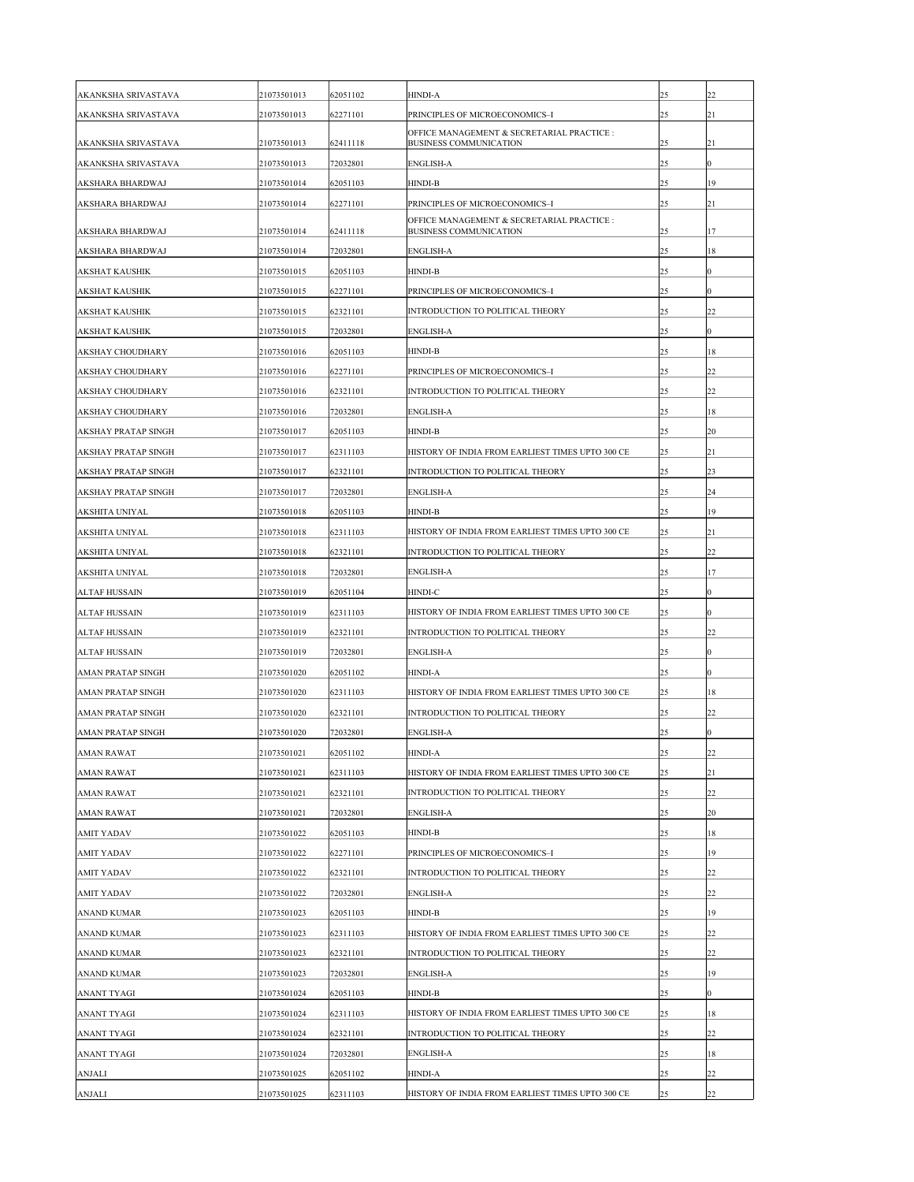| | | | | | |
|---|---|---|---|---|---|
| AKANKSHA SRIVASTAVA | 21073501013 | 62051102 | HINDI-A | 25 | 22 |
| AKANKSHA SRIVASTAVA | 21073501013 | 62271101 | PRINCIPLES OF MICROECONOMICS–I | 25 | 21 |
| AKANKSHA SRIVASTAVA | 21073501013 | 62411118 | OFFICE MANAGEMENT & SECRETARIAL PRACTICE : BUSINESS COMMUNICATION | 25 | 21 |
| AKANKSHA SRIVASTAVA | 21073501013 | 72032801 | ENGLISH-A | 25 | 0 |
| AKSHARA BHARDWAJ | 21073501014 | 62051103 | HINDI-B | 25 | 19 |
| AKSHARA BHARDWAJ | 21073501014 | 62271101 | PRINCIPLES OF MICROECONOMICS–I | 25 | 21 |
| AKSHARA BHARDWAJ | 21073501014 | 62411118 | OFFICE MANAGEMENT & SECRETARIAL PRACTICE : BUSINESS COMMUNICATION | 25 | 17 |
| AKSHARA BHARDWAJ | 21073501014 | 72032801 | ENGLISH-A | 25 | 18 |
| AKSHAT KAUSHIK | 21073501015 | 62051103 | HINDI-B | 25 | 0 |
| AKSHAT KAUSHIK | 21073501015 | 62271101 | PRINCIPLES OF MICROECONOMICS–I | 25 | 0 |
| AKSHAT KAUSHIK | 21073501015 | 62321101 | INTRODUCTION TO POLITICAL THEORY | 25 | 22 |
| AKSHAT KAUSHIK | 21073501015 | 72032801 | ENGLISH-A | 25 | 0 |
| AKSHAY CHOUDHARY | 21073501016 | 62051103 | HINDI-B | 25 | 18 |
| AKSHAY CHOUDHARY | 21073501016 | 62271101 | PRINCIPLES OF MICROECONOMICS–I | 25 | 22 |
| AKSHAY CHOUDHARY | 21073501016 | 62321101 | INTRODUCTION TO POLITICAL THEORY | 25 | 22 |
| AKSHAY CHOUDHARY | 21073501016 | 72032801 | ENGLISH-A | 25 | 18 |
| AKSHAY PRATAP SINGH | 21073501017 | 62051103 | HINDI-B | 25 | 20 |
| AKSHAY PRATAP SINGH | 21073501017 | 62311103 | HISTORY OF INDIA FROM EARLIEST TIMES UPTO 300 CE | 25 | 21 |
| AKSHAY PRATAP SINGH | 21073501017 | 62321101 | INTRODUCTION TO POLITICAL THEORY | 25 | 23 |
| AKSHAY PRATAP SINGH | 21073501017 | 72032801 | ENGLISH-A | 25 | 24 |
| AKSHITA UNIYAL | 21073501018 | 62051103 | HINDI-B | 25 | 19 |
| AKSHITA UNIYAL | 21073501018 | 62311103 | HISTORY OF INDIA FROM EARLIEST TIMES UPTO 300 CE | 25 | 21 |
| AKSHITA UNIYAL | 21073501018 | 62321101 | INTRODUCTION TO POLITICAL THEORY | 25 | 22 |
| AKSHITA UNIYAL | 21073501018 | 72032801 | ENGLISH-A | 25 | 17 |
| ALTAF HUSSAIN | 21073501019 | 62051104 | HINDI-C | 25 | 0 |
| ALTAF HUSSAIN | 21073501019 | 62311103 | HISTORY OF INDIA FROM EARLIEST TIMES UPTO 300 CE | 25 | 0 |
| ALTAF HUSSAIN | 21073501019 | 62321101 | INTRODUCTION TO POLITICAL THEORY | 25 | 22 |
| ALTAF HUSSAIN | 21073501019 | 72032801 | ENGLISH-A | 25 | 0 |
| AMAN PRATAP SINGH | 21073501020 | 62051102 | HINDI-A | 25 | 0 |
| AMAN PRATAP SINGH | 21073501020 | 62311103 | HISTORY OF INDIA FROM EARLIEST TIMES UPTO 300 CE | 25 | 18 |
| AMAN PRATAP SINGH | 21073501020 | 62321101 | INTRODUCTION TO POLITICAL THEORY | 25 | 22 |
| AMAN PRATAP SINGH | 21073501020 | 72032801 | ENGLISH-A | 25 | 0 |
| AMAN RAWAT | 21073501021 | 62051102 | HINDI-A | 25 | 22 |
| AMAN RAWAT | 21073501021 | 62311103 | HISTORY OF INDIA FROM EARLIEST TIMES UPTO 300 CE | 25 | 21 |
| AMAN RAWAT | 21073501021 | 62321101 | INTRODUCTION TO POLITICAL THEORY | 25 | 22 |
| AMAN RAWAT | 21073501021 | 72032801 | ENGLISH-A | 25 | 20 |
| AMIT YADAV | 21073501022 | 62051103 | HINDI-B | 25 | 18 |
| AMIT YADAV | 21073501022 | 62271101 | PRINCIPLES OF MICROECONOMICS–I | 25 | 19 |
| AMIT YADAV | 21073501022 | 62321101 | INTRODUCTION TO POLITICAL THEORY | 25 | 22 |
| AMIT YADAV | 21073501022 | 72032801 | ENGLISH-A | 25 | 22 |
| ANAND KUMAR | 21073501023 | 62051103 | HINDI-B | 25 | 19 |
| ANAND KUMAR | 21073501023 | 62311103 | HISTORY OF INDIA FROM EARLIEST TIMES UPTO 300 CE | 25 | 22 |
| ANAND KUMAR | 21073501023 | 62321101 | INTRODUCTION TO POLITICAL THEORY | 25 | 22 |
| ANAND KUMAR | 21073501023 | 72032801 | ENGLISH-A | 25 | 19 |
| ANANT TYAGI | 21073501024 | 62051103 | HINDI-B | 25 | 0 |
| ANANT TYAGI | 21073501024 | 62311103 | HISTORY OF INDIA FROM EARLIEST TIMES UPTO 300 CE | 25 | 18 |
| ANANT TYAGI | 21073501024 | 62321101 | INTRODUCTION TO POLITICAL THEORY | 25 | 22 |
| ANANT TYAGI | 21073501024 | 72032801 | ENGLISH-A | 25 | 18 |
| ANJALI | 21073501025 | 62051102 | HINDI-A | 25 | 22 |
| ANJALI | 21073501025 | 62311103 | HISTORY OF INDIA FROM EARLIEST TIMES UPTO 300 CE | 25 | 22 |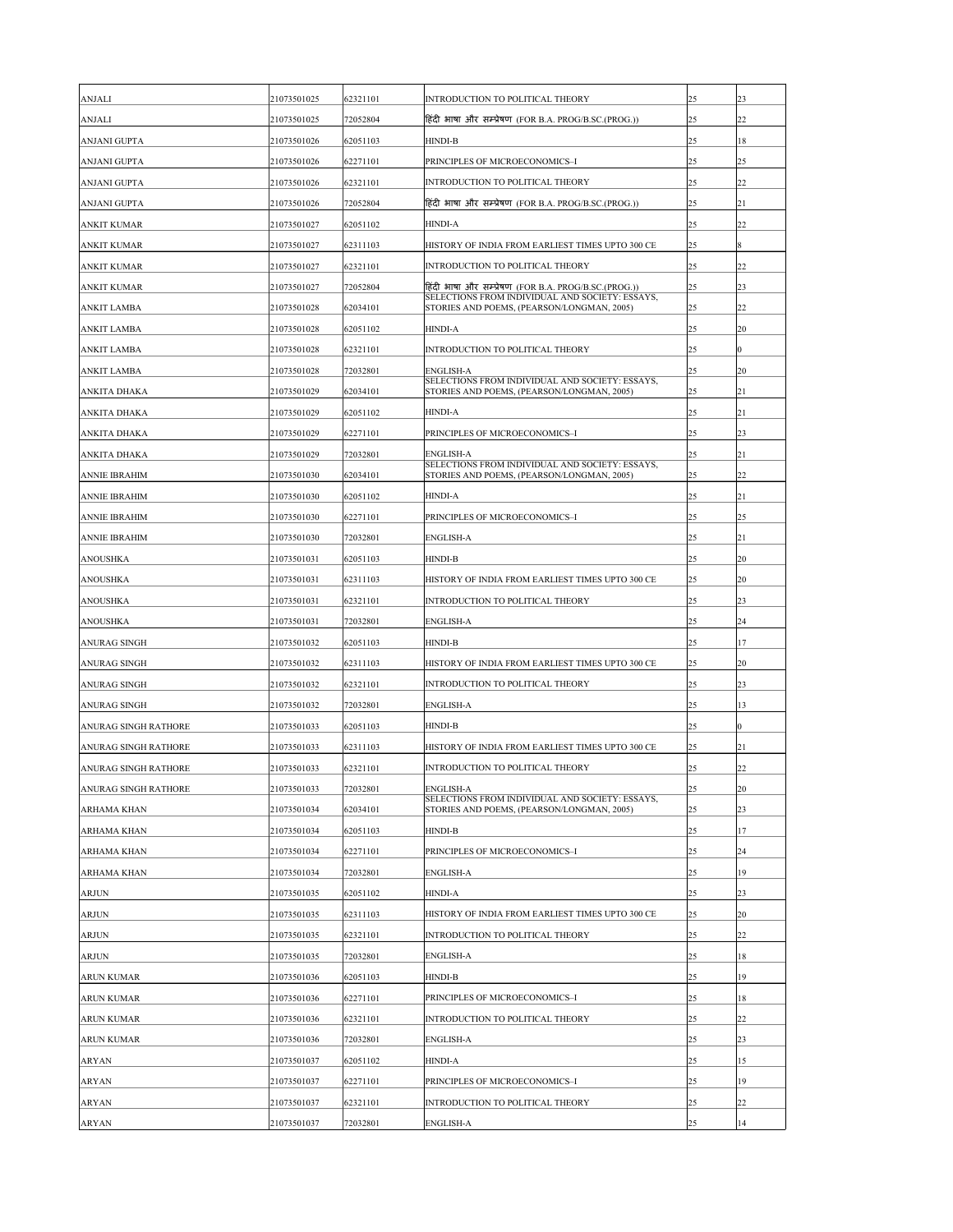| ANJALI | 21073501025 | 62321101 | INTRODUCTION TO POLITICAL THEORY | 25 | 23 |
|---|---|---|---|---|---|
| ANJALI | 21073501025 | 72052804 | हिंदी भाषा और सम्प्रेषण (FOR B.A. PROG/B.SC.(PROG.)) | 25 | 22 |
| ANJANI GUPTA | 21073501026 | 62051103 | HINDI-B | 25 | 18 |
| ANJANI GUPTA | 21073501026 | 62271101 | PRINCIPLES OF MICROECONOMICS–I | 25 | 25 |
| ANJANI GUPTA | 21073501026 | 62321101 | INTRODUCTION TO POLITICAL THEORY | 25 | 22 |
| ANJANI GUPTA | 21073501026 | 72052804 | हिंदी भाषा और सम्प्रेषण (FOR B.A. PROG/B.SC.(PROG.)) | 25 | 21 |
| ANKIT KUMAR | 21073501027 | 62051102 | HINDI-A | 25 | 22 |
| ANKIT KUMAR | 21073501027 | 62311103 | HISTORY OF INDIA FROM EARLIEST TIMES UPTO 300 CE | 25 | 8 |
| ANKIT KUMAR | 21073501027 | 62321101 | INTRODUCTION TO POLITICAL THEORY | 25 | 22 |
| ANKIT KUMAR | 21073501027 | 72052804 | हिंदी भाषा और सम्प्रेषण (FOR B.A. PROG/B.SC.(PROG.)) | 25 | 23 |
| ANKIT LAMBA | 21073501028 | 62034101 | SELECTIONS FROM INDIVIDUAL AND SOCIETY: ESSAYS, STORIES AND POEMS, (PEARSON/LONGMAN, 2005) | 25 | 22 |
| ANKIT LAMBA | 21073501028 | 62051102 | HINDI-A | 25 | 20 |
| ANKIT LAMBA | 21073501028 | 62321101 | INTRODUCTION TO POLITICAL THEORY | 25 | 0 |
| ANKIT LAMBA | 21073501028 | 72032801 | ENGLISH-A | 25 | 20 |
| ANKITA DHAKA | 21073501029 | 62034101 | SELECTIONS FROM INDIVIDUAL AND SOCIETY: ESSAYS, STORIES AND POEMS, (PEARSON/LONGMAN, 2005) | 25 | 21 |
| ANKITA DHAKA | 21073501029 | 62051102 | HINDI-A | 25 | 21 |
| ANKITA DHAKA | 21073501029 | 62271101 | PRINCIPLES OF MICROECONOMICS–I | 25 | 23 |
| ANKITA DHAKA | 21073501029 | 72032801 | ENGLISH-A | 25 | 21 |
| ANNIE IBRAHIM | 21073501030 | 62034101 | SELECTIONS FROM INDIVIDUAL AND SOCIETY: ESSAYS, STORIES AND POEMS, (PEARSON/LONGMAN, 2005) | 25 | 22 |
| ANNIE IBRAHIM | 21073501030 | 62051102 | HINDI-A | 25 | 21 |
| ANNIE IBRAHIM | 21073501030 | 62271101 | PRINCIPLES OF MICROECONOMICS–I | 25 | 25 |
| ANNIE IBRAHIM | 21073501030 | 72032801 | ENGLISH-A | 25 | 21 |
| ANOUSHKA | 21073501031 | 62051103 | HINDI-B | 25 | 20 |
| ANOUSHKA | 21073501031 | 62311103 | HISTORY OF INDIA FROM EARLIEST TIMES UPTO 300 CE | 25 | 20 |
| ANOUSHKA | 21073501031 | 62321101 | INTRODUCTION TO POLITICAL THEORY | 25 | 23 |
| ANOUSHKA | 21073501031 | 72032801 | ENGLISH-A | 25 | 24 |
| ANURAG SINGH | 21073501032 | 62051103 | HINDI-B | 25 | 17 |
| ANURAG SINGH | 21073501032 | 62311103 | HISTORY OF INDIA FROM EARLIEST TIMES UPTO 300 CE | 25 | 20 |
| ANURAG SINGH | 21073501032 | 62321101 | INTRODUCTION TO POLITICAL THEORY | 25 | 23 |
| ANURAG SINGH | 21073501032 | 72032801 | ENGLISH-A | 25 | 13 |
| ANURAG SINGH RATHORE | 21073501033 | 62051103 | HINDI-B | 25 | 0 |
| ANURAG SINGH RATHORE | 21073501033 | 62311103 | HISTORY OF INDIA FROM EARLIEST TIMES UPTO 300 CE | 25 | 21 |
| ANURAG SINGH RATHORE | 21073501033 | 62321101 | INTRODUCTION TO POLITICAL THEORY | 25 | 22 |
| ANURAG SINGH RATHORE | 21073501033 | 72032801 | ENGLISH-A | 25 | 20 |
| ARHAMA KHAN | 21073501034 | 62034101 | SELECTIONS FROM INDIVIDUAL AND SOCIETY: ESSAYS, STORIES AND POEMS, (PEARSON/LONGMAN, 2005) | 25 | 23 |
| ARHAMA KHAN | 21073501034 | 62051103 | HINDI-B | 25 | 17 |
| ARHAMA KHAN | 21073501034 | 62271101 | PRINCIPLES OF MICROECONOMICS–I | 25 | 24 |
| ARHAMA KHAN | 21073501034 | 72032801 | ENGLISH-A | 25 | 19 |
| ARJUN | 21073501035 | 62051102 | HINDI-A | 25 | 23 |
| ARJUN | 21073501035 | 62311103 | HISTORY OF INDIA FROM EARLIEST TIMES UPTO 300 CE | 25 | 20 |
| ARJUN | 21073501035 | 62321101 | INTRODUCTION TO POLITICAL THEORY | 25 | 22 |
| ARJUN | 21073501035 | 72032801 | ENGLISH-A | 25 | 18 |
| ARUN KUMAR | 21073501036 | 62051103 | HINDI-B | 25 | 19 |
| ARUN KUMAR | 21073501036 | 62271101 | PRINCIPLES OF MICROECONOMICS–I | 25 | 18 |
| ARUN KUMAR | 21073501036 | 62321101 | INTRODUCTION TO POLITICAL THEORY | 25 | 22 |
| ARUN KUMAR | 21073501036 | 72032801 | ENGLISH-A | 25 | 23 |
| ARYAN | 21073501037 | 62051102 | HINDI-A | 25 | 15 |
| ARYAN | 21073501037 | 62271101 | PRINCIPLES OF MICROECONOMICS–I | 25 | 19 |
| ARYAN | 21073501037 | 62321101 | INTRODUCTION TO POLITICAL THEORY | 25 | 22 |
| ARYAN | 21073501037 | 72032801 | ENGLISH-A | 25 | 14 |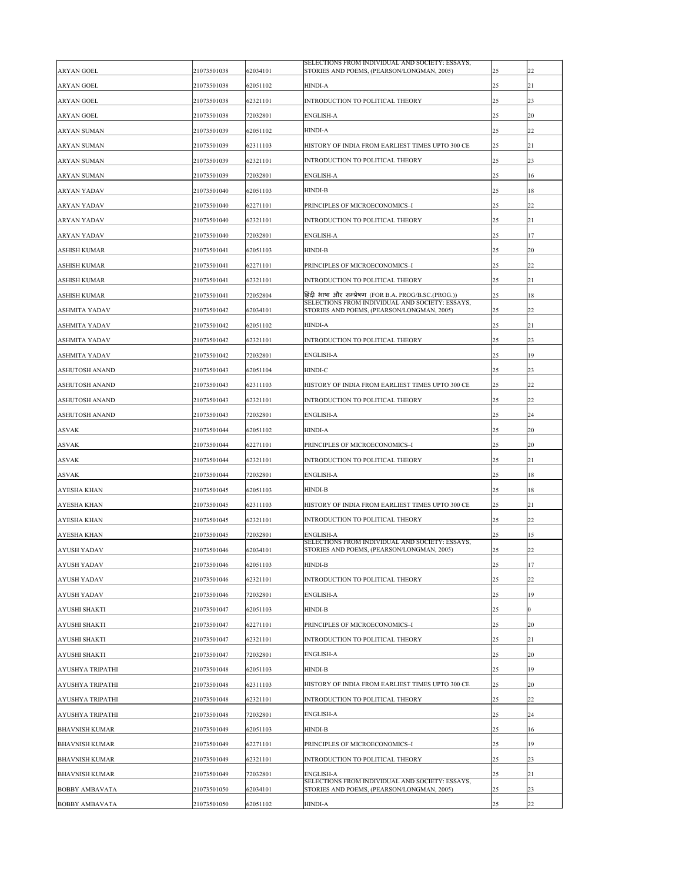| | | | | | |
|---|---|---|---|---|---|
| ARYAN GOEL | 21073501038 | 62034101 | SELECTIONS FROM INDIVIDUAL AND SOCIETY: ESSAYS, STORIES AND POEMS, (PEARSON/LONGMAN, 2005) | 25 | 22 |
| ARYAN GOEL | 21073501038 | 62051102 | HINDI-A | 25 | 21 |
| ARYAN GOEL | 21073501038 | 62321101 | INTRODUCTION TO POLITICAL THEORY | 25 | 23 |
| ARYAN GOEL | 21073501038 | 72032801 | ENGLISH-A | 25 | 20 |
| ARYAN SUMAN | 21073501039 | 62051102 | HINDI-A | 25 | 22 |
| ARYAN SUMAN | 21073501039 | 62311103 | HISTORY OF INDIA FROM EARLIEST TIMES UPTO 300 CE | 25 | 21 |
| ARYAN SUMAN | 21073501039 | 62321101 | INTRODUCTION TO POLITICAL THEORY | 25 | 23 |
| ARYAN SUMAN | 21073501039 | 72032801 | ENGLISH-A | 25 | 16 |
| ARYAN YADAV | 21073501040 | 62051103 | HINDI-B | 25 | 18 |
| ARYAN YADAV | 21073501040 | 62271101 | PRINCIPLES OF MICROECONOMICS–I | 25 | 22 |
| ARYAN YADAV | 21073501040 | 62321101 | INTRODUCTION TO POLITICAL THEORY | 25 | 21 |
| ARYAN YADAV | 21073501040 | 72032801 | ENGLISH-A | 25 | 17 |
| ASHISH KUMAR | 21073501041 | 62051103 | HINDI-B | 25 | 20 |
| ASHISH KUMAR | 21073501041 | 62271101 | PRINCIPLES OF MICROECONOMICS–I | 25 | 22 |
| ASHISH KUMAR | 21073501041 | 62321101 | INTRODUCTION TO POLITICAL THEORY | 25 | 21 |
| ASHISH KUMAR | 21073501041 | 72052804 | हिंदी भाषा और सम्प्रेषण (FOR B.A. PROG/B.SC.(PROG.)) | 25 | 18 |
| ASHMITA YADAV | 21073501042 | 62034101 | SELECTIONS FROM INDIVIDUAL AND SOCIETY: ESSAYS, STORIES AND POEMS, (PEARSON/LONGMAN, 2005) | 25 | 22 |
| ASHMITA YADAV | 21073501042 | 62051102 | HINDI-A | 25 | 21 |
| ASHMITA YADAV | 21073501042 | 62321101 | INTRODUCTION TO POLITICAL THEORY | 25 | 23 |
| ASHMITA YADAV | 21073501042 | 72032801 | ENGLISH-A | 25 | 19 |
| ASHUTOSH ANAND | 21073501043 | 62051104 | HINDI-C | 25 | 23 |
| ASHUTOSH ANAND | 21073501043 | 62311103 | HISTORY OF INDIA FROM EARLIEST TIMES UPTO 300 CE | 25 | 22 |
| ASHUTOSH ANAND | 21073501043 | 62321101 | INTRODUCTION TO POLITICAL THEORY | 25 | 22 |
| ASHUTOSH ANAND | 21073501043 | 72032801 | ENGLISH-A | 25 | 24 |
| ASVAK | 21073501044 | 62051102 | HINDI-A | 25 | 20 |
| ASVAK | 21073501044 | 62271101 | PRINCIPLES OF MICROECONOMICS–I | 25 | 20 |
| ASVAK | 21073501044 | 62321101 | INTRODUCTION TO POLITICAL THEORY | 25 | 21 |
| ASVAK | 21073501044 | 72032801 | ENGLISH-A | 25 | 18 |
| AYESHA KHAN | 21073501045 | 62051103 | HINDI-B | 25 | 18 |
| AYESHA KHAN | 21073501045 | 62311103 | HISTORY OF INDIA FROM EARLIEST TIMES UPTO 300 CE | 25 | 21 |
| AYESHA KHAN | 21073501045 | 62321101 | INTRODUCTION TO POLITICAL THEORY | 25 | 22 |
| AYESHA KHAN | 21073501045 | 72032801 | ENGLISH-A | 25 | 15 |
| AYUSH YADAV | 21073501046 | 62034101 | SELECTIONS FROM INDIVIDUAL AND SOCIETY: ESSAYS, STORIES AND POEMS, (PEARSON/LONGMAN, 2005) | 25 | 22 |
| AYUSH YADAV | 21073501046 | 62051103 | HINDI-B | 25 | 17 |
| AYUSH YADAV | 21073501046 | 62321101 | INTRODUCTION TO POLITICAL THEORY | 25 | 22 |
| AYUSH YADAV | 21073501046 | 72032801 | ENGLISH-A | 25 | 19 |
| AYUSHI SHAKTI | 21073501047 | 62051103 | HINDI-B | 25 | 0 |
| AYUSHI SHAKTI | 21073501047 | 62271101 | PRINCIPLES OF MICROECONOMICS–I | 25 | 20 |
| AYUSHI SHAKTI | 21073501047 | 62321101 | INTRODUCTION TO POLITICAL THEORY | 25 | 21 |
| AYUSHI SHAKTI | 21073501047 | 72032801 | ENGLISH-A | 25 | 20 |
| AYUSHYA TRIPATHI | 21073501048 | 62051103 | HINDI-B | 25 | 19 |
| AYUSHYA TRIPATHI | 21073501048 | 62311103 | HISTORY OF INDIA FROM EARLIEST TIMES UPTO 300 CE | 25 | 20 |
| AYUSHYA TRIPATHI | 21073501048 | 62321101 | INTRODUCTION TO POLITICAL THEORY | 25 | 22 |
| AYUSHYA TRIPATHI | 21073501048 | 72032801 | ENGLISH-A | 25 | 24 |
| BHAVNISH KUMAR | 21073501049 | 62051103 | HINDI-B | 25 | 16 |
| BHAVNISH KUMAR | 21073501049 | 62271101 | PRINCIPLES OF MICROECONOMICS–I | 25 | 19 |
| BHAVNISH KUMAR | 21073501049 | 62321101 | INTRODUCTION TO POLITICAL THEORY | 25 | 23 |
| BHAVNISH KUMAR | 21073501049 | 72032801 | ENGLISH-A | 25 | 21 |
| BOBBY AMBAVATA | 21073501050 | 62034101 | SELECTIONS FROM INDIVIDUAL AND SOCIETY: ESSAYS, STORIES AND POEMS, (PEARSON/LONGMAN, 2005) | 25 | 23 |
| BOBBY AMBAVATA | 21073501050 | 62051102 | HINDI-A | 25 | 22 |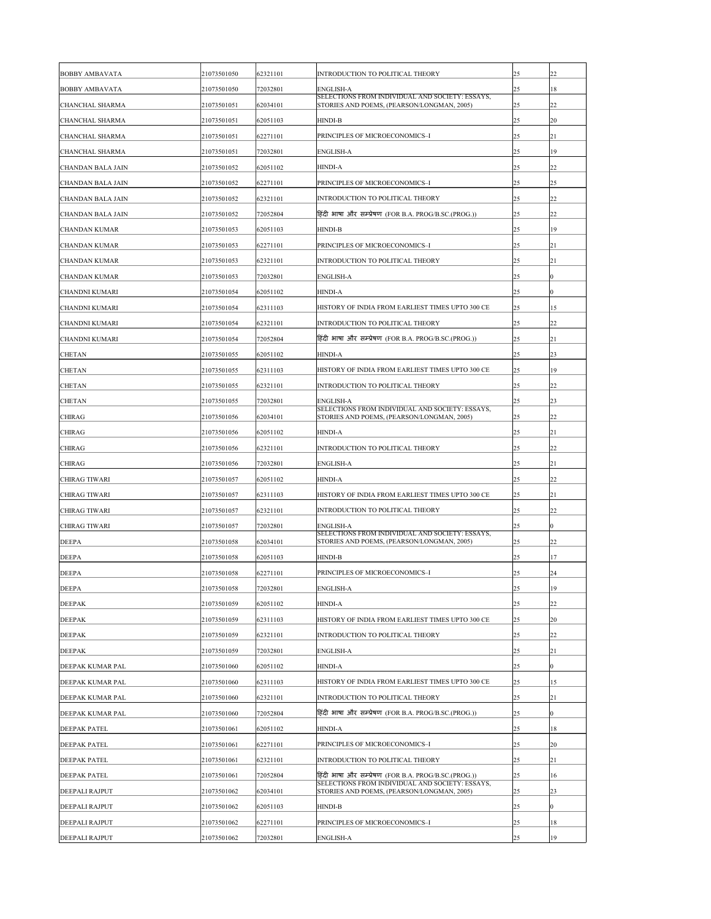| | | | | | |
|---|---|---|---|---|---|
| BOBBY AMBAVATA | 21073501050 | 62321101 | INTRODUCTION TO POLITICAL THEORY | 25 | 22 |
| BOBBY AMBAVATA | 21073501050 | 72032801 | ENGLISH-A | 25 | 18 |
| CHANCHAL SHARMA | 21073501051 | 62034101 | SELECTIONS FROM INDIVIDUAL AND SOCIETY: ESSAYS, STORIES AND POEMS, (PEARSON/LONGMAN, 2005) | 25 | 22 |
| CHANCHAL SHARMA | 21073501051 | 62051103 | HINDI-B | 25 | 20 |
| CHANCHAL SHARMA | 21073501051 | 62271101 | PRINCIPLES OF MICROECONOMICS–I | 25 | 21 |
| CHANCHAL SHARMA | 21073501051 | 72032801 | ENGLISH-A | 25 | 19 |
| CHANDAN BALA JAIN | 21073501052 | 62051102 | HINDI-A | 25 | 22 |
| CHANDAN BALA JAIN | 21073501052 | 62271101 | PRINCIPLES OF MICROECONOMICS–I | 25 | 25 |
| CHANDAN BALA JAIN | 21073501052 | 62321101 | INTRODUCTION TO POLITICAL THEORY | 25 | 22 |
| CHANDAN BALA JAIN | 21073501052 | 72052804 | हिंदी भाषा और सम्प्रेषण (FOR B.A. PROG/B.SC.(PROG.)) | 25 | 22 |
| CHANDAN KUMAR | 21073501053 | 62051103 | HINDI-B | 25 | 19 |
| CHANDAN KUMAR | 21073501053 | 62271101 | PRINCIPLES OF MICROECONOMICS–I | 25 | 21 |
| CHANDAN KUMAR | 21073501053 | 62321101 | INTRODUCTION TO POLITICAL THEORY | 25 | 21 |
| CHANDAN KUMAR | 21073501053 | 72032801 | ENGLISH-A | 25 | 0 |
| CHANDNI KUMARI | 21073501054 | 62051102 | HINDI-A | 25 | 0 |
| CHANDNI KUMARI | 21073501054 | 62311103 | HISTORY OF INDIA FROM EARLIEST TIMES UPTO 300 CE | 25 | 15 |
| CHANDNI KUMARI | 21073501054 | 62321101 | INTRODUCTION TO POLITICAL THEORY | 25 | 22 |
| CHANDNI KUMARI | 21073501054 | 72052804 | हिंदी भाषा और सम्प्रेषण (FOR B.A. PROG/B.SC.(PROG.)) | 25 | 21 |
| CHETAN | 21073501055 | 62051102 | HINDI-A | 25 | 23 |
| CHETAN | 21073501055 | 62311103 | HISTORY OF INDIA FROM EARLIEST TIMES UPTO 300 CE | 25 | 19 |
| CHETAN | 21073501055 | 62321101 | INTRODUCTION TO POLITICAL THEORY | 25 | 22 |
| CHETAN | 21073501055 | 72032801 | ENGLISH-A | 25 | 23 |
| CHIRAG | 21073501056 | 62034101 | SELECTIONS FROM INDIVIDUAL AND SOCIETY: ESSAYS, STORIES AND POEMS, (PEARSON/LONGMAN, 2005) | 25 | 22 |
| CHIRAG | 21073501056 | 62051102 | HINDI-A | 25 | 21 |
| CHIRAG | 21073501056 | 62321101 | INTRODUCTION TO POLITICAL THEORY | 25 | 22 |
| CHIRAG | 21073501056 | 72032801 | ENGLISH-A | 25 | 21 |
| CHIRAG TIWARI | 21073501057 | 62051102 | HINDI-A | 25 | 22 |
| CHIRAG TIWARI | 21073501057 | 62311103 | HISTORY OF INDIA FROM EARLIEST TIMES UPTO 300 CE | 25 | 21 |
| CHIRAG TIWARI | 21073501057 | 62321101 | INTRODUCTION TO POLITICAL THEORY | 25 | 22 |
| CHIRAG TIWARI | 21073501057 | 72032801 | ENGLISH-A | 25 | 0 |
| DEEPA | 21073501058 | 62034101 | SELECTIONS FROM INDIVIDUAL AND SOCIETY: ESSAYS, STORIES AND POEMS, (PEARSON/LONGMAN, 2005) | 25 | 22 |
| DEEPA | 21073501058 | 62051103 | HINDI-B | 25 | 17 |
| DEEPA | 21073501058 | 62271101 | PRINCIPLES OF MICROECONOMICS–I | 25 | 24 |
| DEEPA | 21073501058 | 72032801 | ENGLISH-A | 25 | 19 |
| DEEPAK | 21073501059 | 62051102 | HINDI-A | 25 | 22 |
| DEEPAK | 21073501059 | 62311103 | HISTORY OF INDIA FROM EARLIEST TIMES UPTO 300 CE | 25 | 20 |
| DEEPAK | 21073501059 | 62321101 | INTRODUCTION TO POLITICAL THEORY | 25 | 22 |
| DEEPAK | 21073501059 | 72032801 | ENGLISH-A | 25 | 21 |
| DEEPAK KUMAR PAL | 21073501060 | 62051102 | HINDI-A | 25 | 0 |
| DEEPAK KUMAR PAL | 21073501060 | 62311103 | HISTORY OF INDIA FROM EARLIEST TIMES UPTO 300 CE | 25 | 15 |
| DEEPAK KUMAR PAL | 21073501060 | 62321101 | INTRODUCTION TO POLITICAL THEORY | 25 | 21 |
| DEEPAK KUMAR PAL | 21073501060 | 72052804 | हिंदी भाषा और सम्प्रेषण (FOR B.A. PROG/B.SC.(PROG.)) | 25 | 0 |
| DEEPAK PATEL | 21073501061 | 62051102 | HINDI-A | 25 | 18 |
| DEEPAK PATEL | 21073501061 | 62271101 | PRINCIPLES OF MICROECONOMICS–I | 25 | 20 |
| DEEPAK PATEL | 21073501061 | 62321101 | INTRODUCTION TO POLITICAL THEORY | 25 | 21 |
| DEEPAK PATEL | 21073501061 | 72052804 | हिंदी भाषा और सम्प्रेषण (FOR B.A. PROG/B.SC.(PROG.)) | 25 | 16 |
| DEEPALI RAJPUT | 21073501062 | 62034101 | SELECTIONS FROM INDIVIDUAL AND SOCIETY: ESSAYS, STORIES AND POEMS, (PEARSON/LONGMAN, 2005) | 25 | 23 |
| DEEPALI RAJPUT | 21073501062 | 62051103 | HINDI-B | 25 | 0 |
| DEEPALI RAJPUT | 21073501062 | 62271101 | PRINCIPLES OF MICROECONOMICS–I | 25 | 18 |
| DEEPALI RAJPUT | 21073501062 | 72032801 | ENGLISH-A | 25 | 19 |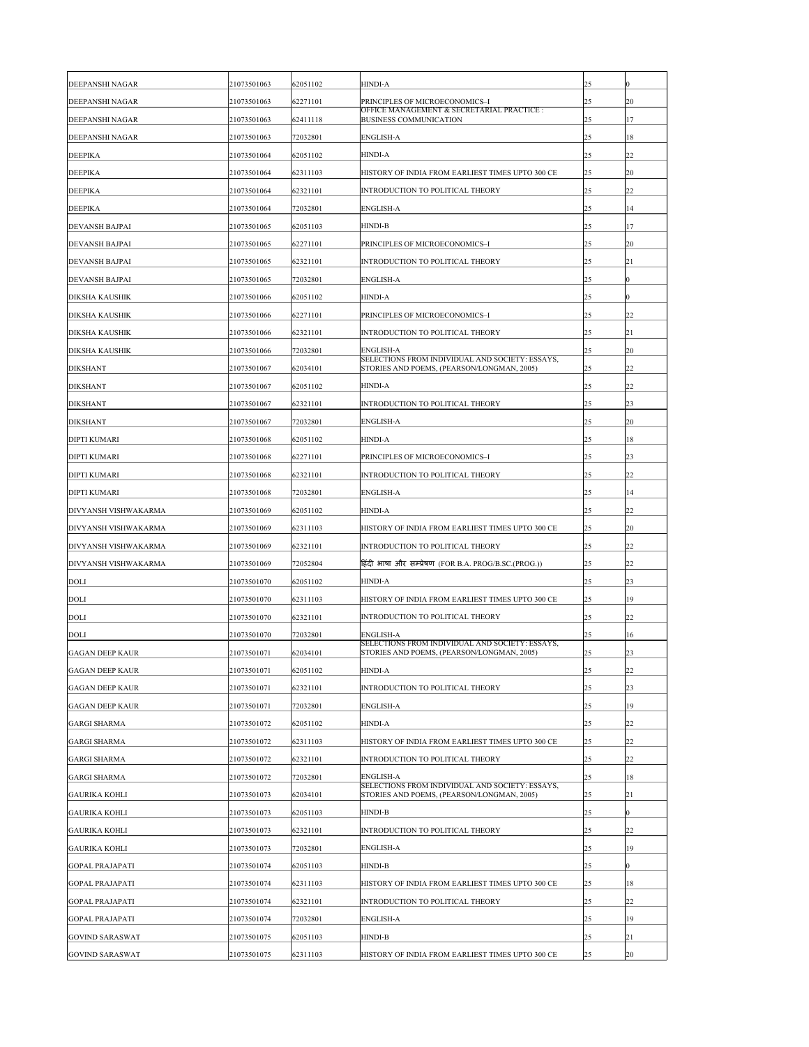| | | | | | |
|---|---|---|---|---|---|
| DEEPANSHI NAGAR | 21073501063 | 62051102 | HINDI-A | 25 | 0 |
| DEEPANSHI NAGAR | 21073501063 | 62271101 | PRINCIPLES OF MICROECONOMICS–I | 25 | 20 |
| DEEPANSHI NAGAR | 21073501063 | 62411118 | OFFICE MANAGEMENT & SECRETARIAL PRACTICE : BUSINESS COMMUNICATION | 25 | 17 |
| DEEPANSHI NAGAR | 21073501063 | 72032801 | ENGLISH-A | 25 | 18 |
| DEEPIKA | 21073501064 | 62051102 | HINDI-A | 25 | 22 |
| DEEPIKA | 21073501064 | 62311103 | HISTORY OF INDIA FROM EARLIEST TIMES UPTO 300 CE | 25 | 20 |
| DEEPIKA | 21073501064 | 62321101 | INTRODUCTION TO POLITICAL THEORY | 25 | 22 |
| DEEPIKA | 21073501064 | 72032801 | ENGLISH-A | 25 | 14 |
| DEVANSH BAJPAI | 21073501065 | 62051103 | HINDI-B | 25 | 17 |
| DEVANSH BAJPAI | 21073501065 | 62271101 | PRINCIPLES OF MICROECONOMICS–I | 25 | 20 |
| DEVANSH BAJPAI | 21073501065 | 62321101 | INTRODUCTION TO POLITICAL THEORY | 25 | 21 |
| DEVANSH BAJPAI | 21073501065 | 72032801 | ENGLISH-A | 25 | 0 |
| DIKSHA KAUSHIK | 21073501066 | 62051102 | HINDI-A | 25 | 0 |
| DIKSHA KAUSHIK | 21073501066 | 62271101 | PRINCIPLES OF MICROECONOMICS–I | 25 | 22 |
| DIKSHA KAUSHIK | 21073501066 | 62321101 | INTRODUCTION TO POLITICAL THEORY | 25 | 21 |
| DIKSHA KAUSHIK | 21073501066 | 72032801 | ENGLISH-A | 25 | 20 |
| DIKSHANT | 21073501067 | 62034101 | SELECTIONS FROM INDIVIDUAL AND SOCIETY: ESSAYS, STORIES AND POEMS, (PEARSON/LONGMAN, 2005) | 25 | 22 |
| DIKSHANT | 21073501067 | 62051102 | HINDI-A | 25 | 22 |
| DIKSHANT | 21073501067 | 62321101 | INTRODUCTION TO POLITICAL THEORY | 25 | 23 |
| DIKSHANT | 21073501067 | 72032801 | ENGLISH-A | 25 | 20 |
| DIPTI KUMARI | 21073501068 | 62051102 | HINDI-A | 25 | 18 |
| DIPTI KUMARI | 21073501068 | 62271101 | PRINCIPLES OF MICROECONOMICS–I | 25 | 23 |
| DIPTI KUMARI | 21073501068 | 62321101 | INTRODUCTION TO POLITICAL THEORY | 25 | 22 |
| DIPTI KUMARI | 21073501068 | 72032801 | ENGLISH-A | 25 | 14 |
| DIVYANSH VISHWAKARMA | 21073501069 | 62051102 | HINDI-A | 25 | 22 |
| DIVYANSH VISHWAKARMA | 21073501069 | 62311103 | HISTORY OF INDIA FROM EARLIEST TIMES UPTO 300 CE | 25 | 20 |
| DIVYANSH VISHWAKARMA | 21073501069 | 62321101 | INTRODUCTION TO POLITICAL THEORY | 25 | 22 |
| DIVYANSH VISHWAKARMA | 21073501069 | 72052804 | हिंदी भाषा और सम्प्रेषण (FOR B.A. PROG/B.SC.(PROG.)) | 25 | 22 |
| DOLI | 21073501070 | 62051102 | HINDI-A | 25 | 23 |
| DOLI | 21073501070 | 62311103 | HISTORY OF INDIA FROM EARLIEST TIMES UPTO 300 CE | 25 | 19 |
| DOLI | 21073501070 | 62321101 | INTRODUCTION TO POLITICAL THEORY | 25 | 22 |
| DOLI | 21073501070 | 72032801 | ENGLISH-A | 25 | 16 |
| GAGAN DEEP KAUR | 21073501071 | 62034101 | SELECTIONS FROM INDIVIDUAL AND SOCIETY: ESSAYS, STORIES AND POEMS, (PEARSON/LONGMAN, 2005) | 25 | 23 |
| GAGAN DEEP KAUR | 21073501071 | 62051102 | HINDI-A | 25 | 22 |
| GAGAN DEEP KAUR | 21073501071 | 62321101 | INTRODUCTION TO POLITICAL THEORY | 25 | 23 |
| GAGAN DEEP KAUR | 21073501071 | 72032801 | ENGLISH-A | 25 | 19 |
| GARGI SHARMA | 21073501072 | 62051102 | HINDI-A | 25 | 22 |
| GARGI SHARMA | 21073501072 | 62311103 | HISTORY OF INDIA FROM EARLIEST TIMES UPTO 300 CE | 25 | 22 |
| GARGI SHARMA | 21073501072 | 62321101 | INTRODUCTION TO POLITICAL THEORY | 25 | 22 |
| GARGI SHARMA | 21073501072 | 72032801 | ENGLISH-A | 25 | 18 |
| GAURIKA KOHLI | 21073501073 | 62034101 | SELECTIONS FROM INDIVIDUAL AND SOCIETY: ESSAYS, STORIES AND POEMS, (PEARSON/LONGMAN, 2005) | 25 | 21 |
| GAURIKA KOHLI | 21073501073 | 62051103 | HINDI-B | 25 | 0 |
| GAURIKA KOHLI | 21073501073 | 62321101 | INTRODUCTION TO POLITICAL THEORY | 25 | 22 |
| GAURIKA KOHLI | 21073501073 | 72032801 | ENGLISH-A | 25 | 19 |
| GOPAL PRAJAPATI | 21073501074 | 62051103 | HINDI-B | 25 | 0 |
| GOPAL PRAJAPATI | 21073501074 | 62311103 | HISTORY OF INDIA FROM EARLIEST TIMES UPTO 300 CE | 25 | 18 |
| GOPAL PRAJAPATI | 21073501074 | 62321101 | INTRODUCTION TO POLITICAL THEORY | 25 | 22 |
| GOPAL PRAJAPATI | 21073501074 | 72032801 | ENGLISH-A | 25 | 19 |
| GOVIND SARASWAT | 21073501075 | 62051103 | HINDI-B | 25 | 21 |
| GOVIND SARASWAT | 21073501075 | 62311103 | HISTORY OF INDIA FROM EARLIEST TIMES UPTO 300 CE | 25 | 20 |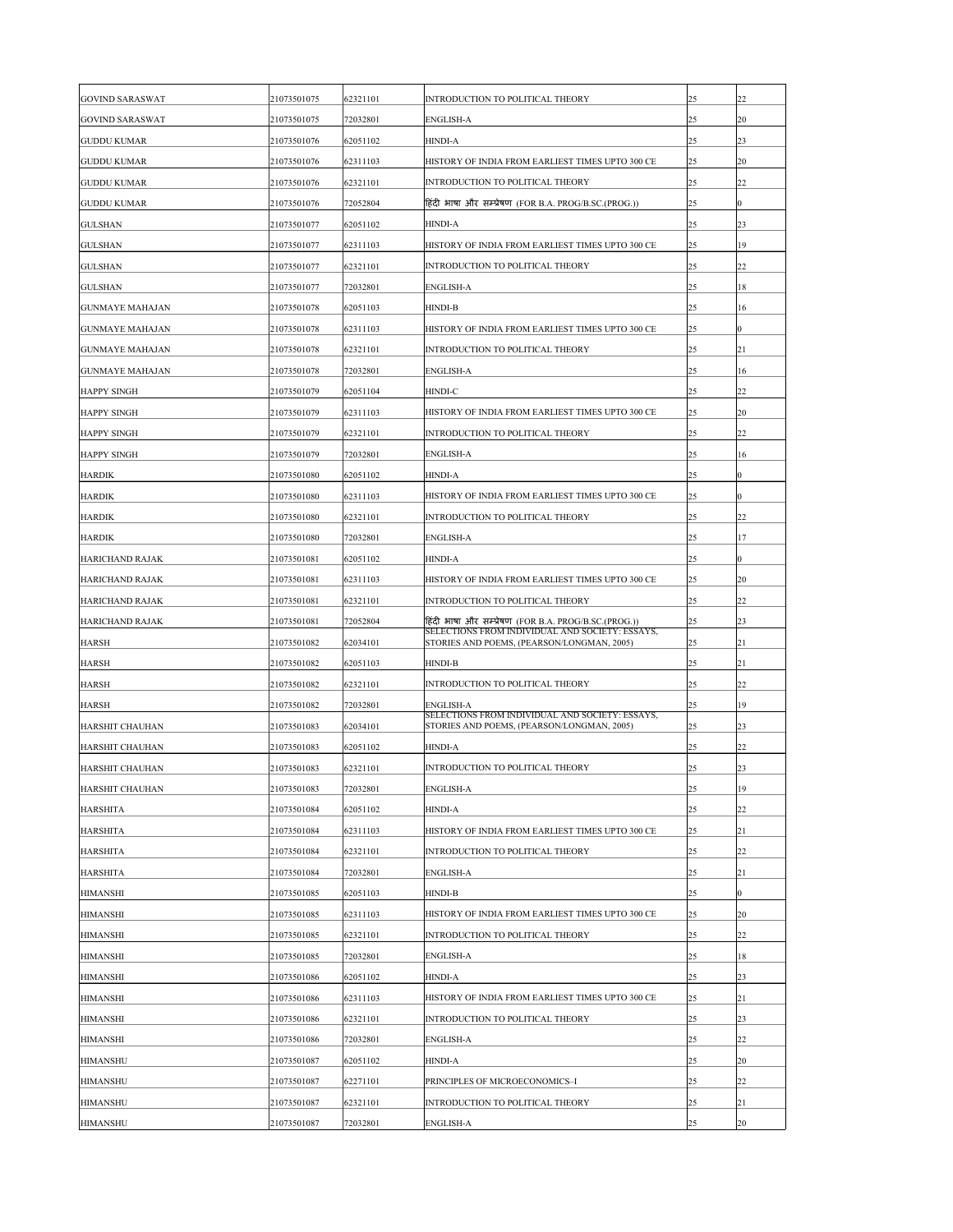| | | | | | |
|---|---|---|---|---|---|
| GOVIND SARASWAT | 21073501075 | 62321101 | INTRODUCTION TO POLITICAL THEORY | 25 | 22 |
| GOVIND SARASWAT | 21073501075 | 72032801 | ENGLISH-A | 25 | 20 |
| GUDDU KUMAR | 21073501076 | 62051102 | HINDI-A | 25 | 23 |
| GUDDU KUMAR | 21073501076 | 62311103 | HISTORY OF INDIA FROM EARLIEST TIMES UPTO 300 CE | 25 | 20 |
| GUDDU KUMAR | 21073501076 | 62321101 | INTRODUCTION TO POLITICAL THEORY | 25 | 22 |
| GUDDU KUMAR | 21073501076 | 72052804 | हिंदी भाषा और सम्प्रेषण (FOR B.A. PROG/B.SC.(PROG.)) | 25 | 0 |
| GULSHAN | 21073501077 | 62051102 | HINDI-A | 25 | 23 |
| GULSHAN | 21073501077 | 62311103 | HISTORY OF INDIA FROM EARLIEST TIMES UPTO 300 CE | 25 | 19 |
| GULSHAN | 21073501077 | 62321101 | INTRODUCTION TO POLITICAL THEORY | 25 | 22 |
| GULSHAN | 21073501077 | 72032801 | ENGLISH-A | 25 | 18 |
| GUNMAYE MAHAJAN | 21073501078 | 62051103 | HINDI-B | 25 | 16 |
| GUNMAYE MAHAJAN | 21073501078 | 62311103 | HISTORY OF INDIA FROM EARLIEST TIMES UPTO 300 CE | 25 | 0 |
| GUNMAYE MAHAJAN | 21073501078 | 62321101 | INTRODUCTION TO POLITICAL THEORY | 25 | 21 |
| GUNMAYE MAHAJAN | 21073501078 | 72032801 | ENGLISH-A | 25 | 16 |
| HAPPY SINGH | 21073501079 | 62051104 | HINDI-C | 25 | 22 |
| HAPPY SINGH | 21073501079 | 62311103 | HISTORY OF INDIA FROM EARLIEST TIMES UPTO 300 CE | 25 | 20 |
| HAPPY SINGH | 21073501079 | 62321101 | INTRODUCTION TO POLITICAL THEORY | 25 | 22 |
| HAPPY SINGH | 21073501079 | 72032801 | ENGLISH-A | 25 | 16 |
| HARDIK | 21073501080 | 62051102 | HINDI-A | 25 | 0 |
| HARDIK | 21073501080 | 62311103 | HISTORY OF INDIA FROM EARLIEST TIMES UPTO 300 CE | 25 | 0 |
| HARDIK | 21073501080 | 62321101 | INTRODUCTION TO POLITICAL THEORY | 25 | 22 |
| HARDIK | 21073501080 | 72032801 | ENGLISH-A | 25 | 17 |
| HARICHAND RAJAK | 21073501081 | 62051102 | HINDI-A | 25 | 0 |
| HARICHAND RAJAK | 21073501081 | 62311103 | HISTORY OF INDIA FROM EARLIEST TIMES UPTO 300 CE | 25 | 20 |
| HARICHAND RAJAK | 21073501081 | 62321101 | INTRODUCTION TO POLITICAL THEORY | 25 | 22 |
| HARICHAND RAJAK | 21073501081 | 72052804 | हिंदी भाषा और सम्प्रेषण (FOR B.A. PROG/B.SC.(PROG.)) | 25 | 23 |
| HARSH | 21073501082 | 62034101 | SELECTIONS FROM INDIVIDUAL AND SOCIETY: ESSAYS, STORIES AND POEMS, (PEARSON/LONGMAN, 2005) | 25 | 21 |
| HARSH | 21073501082 | 62051103 | HINDI-B | 25 | 21 |
| HARSH | 21073501082 | 62321101 | INTRODUCTION TO POLITICAL THEORY | 25 | 22 |
| HARSH | 21073501082 | 72032801 | ENGLISH-A | 25 | 19 |
| HARSHIT CHAUHAN | 21073501083 | 62034101 | SELECTIONS FROM INDIVIDUAL AND SOCIETY: ESSAYS, STORIES AND POEMS, (PEARSON/LONGMAN, 2005) | 25 | 23 |
| HARSHIT CHAUHAN | 21073501083 | 62051102 | HINDI-A | 25 | 22 |
| HARSHIT CHAUHAN | 21073501083 | 62321101 | INTRODUCTION TO POLITICAL THEORY | 25 | 23 |
| HARSHIT CHAUHAN | 21073501083 | 72032801 | ENGLISH-A | 25 | 19 |
| HARSHITA | 21073501084 | 62051102 | HINDI-A | 25 | 22 |
| HARSHITA | 21073501084 | 62311103 | HISTORY OF INDIA FROM EARLIEST TIMES UPTO 300 CE | 25 | 21 |
| HARSHITA | 21073501084 | 62321101 | INTRODUCTION TO POLITICAL THEORY | 25 | 22 |
| HARSHITA | 21073501084 | 72032801 | ENGLISH-A | 25 | 21 |
| HIMANSHI | 21073501085 | 62051103 | HINDI-B | 25 | 0 |
| HIMANSHI | 21073501085 | 62311103 | HISTORY OF INDIA FROM EARLIEST TIMES UPTO 300 CE | 25 | 20 |
| HIMANSHI | 21073501085 | 62321101 | INTRODUCTION TO POLITICAL THEORY | 25 | 22 |
| HIMANSHI | 21073501085 | 72032801 | ENGLISH-A | 25 | 18 |
| HIMANSHI | 21073501086 | 62051102 | HINDI-A | 25 | 23 |
| HIMANSHI | 21073501086 | 62311103 | HISTORY OF INDIA FROM EARLIEST TIMES UPTO 300 CE | 25 | 21 |
| HIMANSHI | 21073501086 | 62321101 | INTRODUCTION TO POLITICAL THEORY | 25 | 23 |
| HIMANSHI | 21073501086 | 72032801 | ENGLISH-A | 25 | 22 |
| HIMANSHU | 21073501087 | 62051102 | HINDI-A | 25 | 20 |
| HIMANSHU | 21073501087 | 62271101 | PRINCIPLES OF MICROECONOMICS–I | 25 | 22 |
| HIMANSHU | 21073501087 | 62321101 | INTRODUCTION TO POLITICAL THEORY | 25 | 21 |
| HIMANSHU | 21073501087 | 72032801 | ENGLISH-A | 25 | 20 |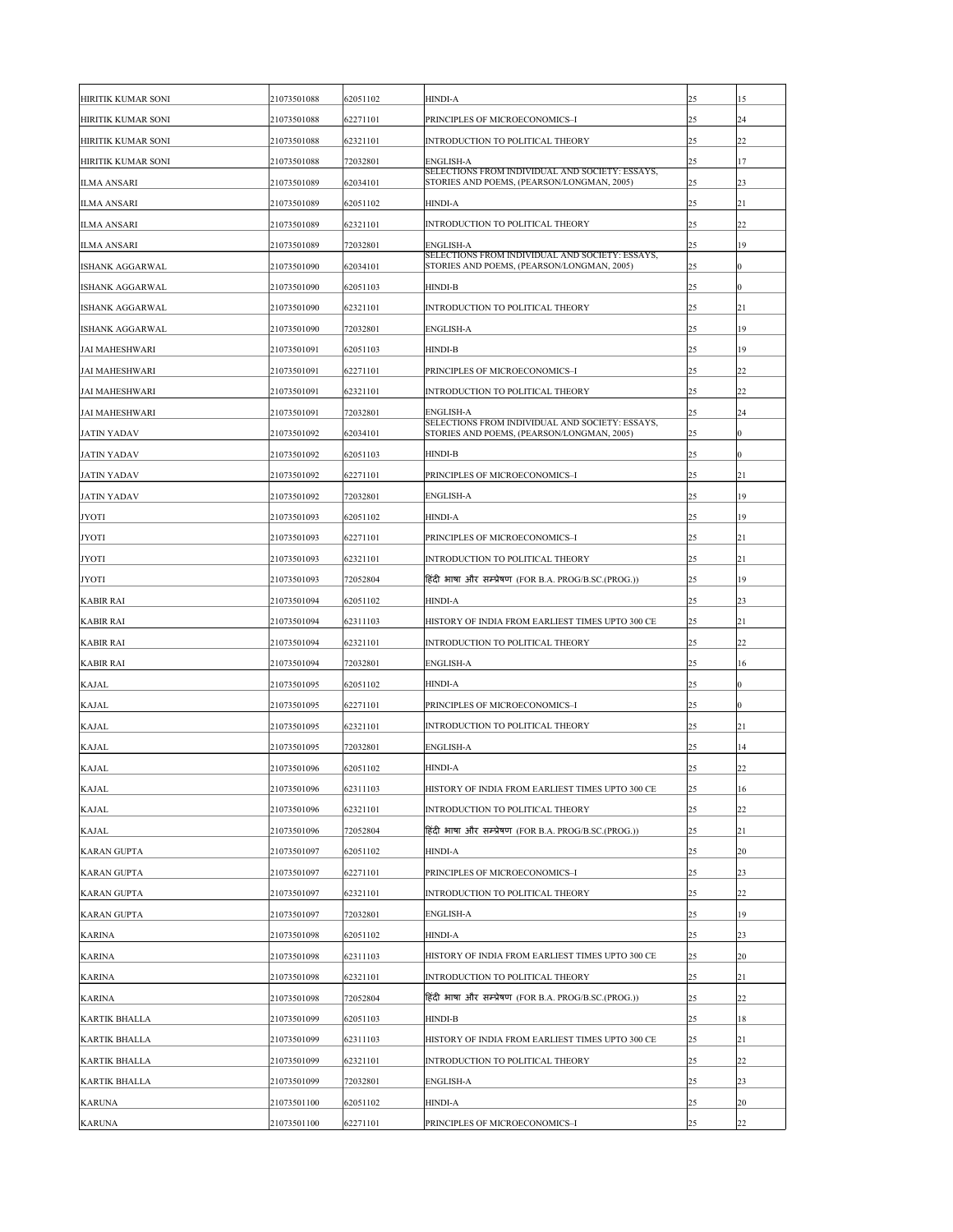| | | | | | |
|---|---|---|---|---|---|
| HIRITIK KUMAR SONI | 21073501088 | 62051102 | HINDI-A | 25 | 15 |
| HIRITIK KUMAR SONI | 21073501088 | 62271101 | PRINCIPLES OF MICROECONOMICS–I | 25 | 24 |
| HIRITIK KUMAR SONI | 21073501088 | 62321101 | INTRODUCTION TO POLITICAL THEORY | 25 | 22 |
| HIRITIK KUMAR SONI | 21073501088 | 72032801 | ENGLISH-A | 25 | 17 |
| ILMA ANSARI | 21073501089 | 62034101 | SELECTIONS FROM INDIVIDUAL AND SOCIETY: ESSAYS, STORIES AND POEMS, (PEARSON/LONGMAN, 2005) | 25 | 23 |
| ILMA ANSARI | 21073501089 | 62051102 | HINDI-A | 25 | 21 |
| ILMA ANSARI | 21073501089 | 62321101 | INTRODUCTION TO POLITICAL THEORY | 25 | 22 |
| ILMA ANSARI | 21073501089 | 72032801 | ENGLISH-A | 25 | 19 |
| ISHANK AGGARWAL | 21073501090 | 62034101 | SELECTIONS FROM INDIVIDUAL AND SOCIETY: ESSAYS, STORIES AND POEMS, (PEARSON/LONGMAN, 2005) | 25 | 0 |
| ISHANK AGGARWAL | 21073501090 | 62051103 | HINDI-B | 25 | 0 |
| ISHANK AGGARWAL | 21073501090 | 62321101 | INTRODUCTION TO POLITICAL THEORY | 25 | 21 |
| ISHANK AGGARWAL | 21073501090 | 72032801 | ENGLISH-A | 25 | 19 |
| JAI MAHESHWARI | 21073501091 | 62051103 | HINDI-B | 25 | 19 |
| JAI MAHESHWARI | 21073501091 | 62271101 | PRINCIPLES OF MICROECONOMICS–I | 25 | 22 |
| JAI MAHESHWARI | 21073501091 | 62321101 | INTRODUCTION TO POLITICAL THEORY | 25 | 22 |
| JAI MAHESHWARI | 21073501091 | 72032801 | ENGLISH-A | 25 | 24 |
| JATIN YADAV | 21073501092 | 62034101 | SELECTIONS FROM INDIVIDUAL AND SOCIETY: ESSAYS, STORIES AND POEMS, (PEARSON/LONGMAN, 2005) | 25 | 0 |
| JATIN YADAV | 21073501092 | 62051103 | HINDI-B | 25 | 0 |
| JATIN YADAV | 21073501092 | 62271101 | PRINCIPLES OF MICROECONOMICS–I | 25 | 21 |
| JATIN YADAV | 21073501092 | 72032801 | ENGLISH-A | 25 | 19 |
| JYOTI | 21073501093 | 62051102 | HINDI-A | 25 | 19 |
| JYOTI | 21073501093 | 62271101 | PRINCIPLES OF MICROECONOMICS–I | 25 | 21 |
| JYOTI | 21073501093 | 62321101 | INTRODUCTION TO POLITICAL THEORY | 25 | 21 |
| JYOTI | 21073501093 | 72052804 | हिंदी भाषा और सम्प्रेषण (FOR B.A. PROG/B.SC.(PROG.)) | 25 | 19 |
| KABIR RAI | 21073501094 | 62051102 | HINDI-A | 25 | 23 |
| KABIR RAI | 21073501094 | 62311103 | HISTORY OF INDIA FROM EARLIEST TIMES UPTO 300 CE | 25 | 21 |
| KABIR RAI | 21073501094 | 62321101 | INTRODUCTION TO POLITICAL THEORY | 25 | 22 |
| KABIR RAI | 21073501094 | 72032801 | ENGLISH-A | 25 | 16 |
| KAJAL | 21073501095 | 62051102 | HINDI-A | 25 | 0 |
| KAJAL | 21073501095 | 62271101 | PRINCIPLES OF MICROECONOMICS–I | 25 | 0 |
| KAJAL | 21073501095 | 62321101 | INTRODUCTION TO POLITICAL THEORY | 25 | 21 |
| KAJAL | 21073501095 | 72032801 | ENGLISH-A | 25 | 14 |
| KAJAL | 21073501096 | 62051102 | HINDI-A | 25 | 22 |
| KAJAL | 21073501096 | 62311103 | HISTORY OF INDIA FROM EARLIEST TIMES UPTO 300 CE | 25 | 16 |
| KAJAL | 21073501096 | 62321101 | INTRODUCTION TO POLITICAL THEORY | 25 | 22 |
| KAJAL | 21073501096 | 72052804 | हिंदी भाषा और सम्प्रेषण (FOR B.A. PROG/B.SC.(PROG.)) | 25 | 21 |
| KARAN GUPTA | 21073501097 | 62051102 | HINDI-A | 25 | 20 |
| KARAN GUPTA | 21073501097 | 62271101 | PRINCIPLES OF MICROECONOMICS–I | 25 | 23 |
| KARAN GUPTA | 21073501097 | 62321101 | INTRODUCTION TO POLITICAL THEORY | 25 | 22 |
| KARAN GUPTA | 21073501097 | 72032801 | ENGLISH-A | 25 | 19 |
| KARINA | 21073501098 | 62051102 | HINDI-A | 25 | 23 |
| KARINA | 21073501098 | 62311103 | HISTORY OF INDIA FROM EARLIEST TIMES UPTO 300 CE | 25 | 20 |
| KARINA | 21073501098 | 62321101 | INTRODUCTION TO POLITICAL THEORY | 25 | 21 |
| KARINA | 21073501098 | 72052804 | हिंदी भाषा और सम्प्रेषण (FOR B.A. PROG/B.SC.(PROG.)) | 25 | 22 |
| KARTIK BHALLA | 21073501099 | 62051103 | HINDI-B | 25 | 18 |
| KARTIK BHALLA | 21073501099 | 62311103 | HISTORY OF INDIA FROM EARLIEST TIMES UPTO 300 CE | 25 | 21 |
| KARTIK BHALLA | 21073501099 | 62321101 | INTRODUCTION TO POLITICAL THEORY | 25 | 22 |
| KARTIK BHALLA | 21073501099 | 72032801 | ENGLISH-A | 25 | 23 |
| KARUNA | 21073501100 | 62051102 | HINDI-A | 25 | 20 |
| KARUNA | 21073501100 | 62271101 | PRINCIPLES OF MICROECONOMICS–I | 25 | 22 |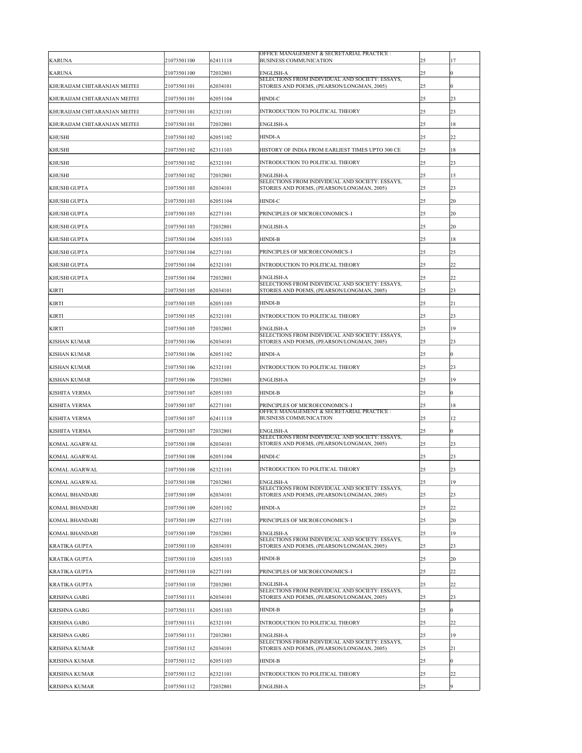| KARUNA | 21073501100 | 62411118 | OFFICE MANAGEMENT & SECRETARIAL PRACTICE : BUSINESS COMMUNICATION | 25 | 17 |
|---|---|---|---|---|---|
| KARUNA | 21073501100 | 72032801 | ENGLISH-A | 25 | 0 |
| KHURAIJAM CHITARANJAN MEITEI | 21073501101 | 62034101 | SELECTIONS FROM INDIVIDUAL AND SOCIETY: ESSAYS, STORIES AND POEMS, (PEARSON/LONGMAN, 2005) | 25 | 0 |
| KHURAIJAM CHITARANJAN MEITEI | 21073501101 | 62051104 | HINDI-C | 25 | 23 |
| KHURAIJAM CHITARANJAN MEITEI | 21073501101 | 62321101 | INTRODUCTION TO POLITICAL THEORY | 25 | 23 |
| KHURAIJAM CHITARANJAN MEITEI | 21073501101 | 72032801 | ENGLISH-A | 25 | 18 |
| KHUSHI | 21073501102 | 62051102 | HINDI-A | 25 | 22 |
| KHUSHI | 21073501102 | 62311103 | HISTORY OF INDIA FROM EARLIEST TIMES UPTO 300 CE | 25 | 18 |
| KHUSHI | 21073501102 | 62321101 | INTRODUCTION TO POLITICAL THEORY | 25 | 23 |
| KHUSHI | 21073501102 | 72032801 | ENGLISH-A | 25 | 15 |
| KHUSHI GUPTA | 21073501103 | 62034101 | SELECTIONS FROM INDIVIDUAL AND SOCIETY: ESSAYS, STORIES AND POEMS, (PEARSON/LONGMAN, 2005) | 25 | 23 |
| KHUSHI GUPTA | 21073501103 | 62051104 | HINDI-C | 25 | 20 |
| KHUSHI GUPTA | 21073501103 | 62271101 | PRINCIPLES OF MICROECONOMICS–I | 25 | 20 |
| KHUSHI GUPTA | 21073501103 | 72032801 | ENGLISH-A | 25 | 20 |
| KHUSHI GUPTA | 21073501104 | 62051103 | HINDI-B | 25 | 18 |
| KHUSHI GUPTA | 21073501104 | 62271101 | PRINCIPLES OF MICROECONOMICS–I | 25 | 25 |
| KHUSHI GUPTA | 21073501104 | 62321101 | INTRODUCTION TO POLITICAL THEORY | 25 | 22 |
| KHUSHI GUPTA | 21073501104 | 72032801 | ENGLISH-A | 25 | 22 |
| KIRTI | 21073501105 | 62034101 | SELECTIONS FROM INDIVIDUAL AND SOCIETY: ESSAYS, STORIES AND POEMS, (PEARSON/LONGMAN, 2005) | 25 | 23 |
| KIRTI | 21073501105 | 62051103 | HINDI-B | 25 | 21 |
| KIRTI | 21073501105 | 62321101 | INTRODUCTION TO POLITICAL THEORY | 25 | 23 |
| KIRTI | 21073501105 | 72032801 | ENGLISH-A | 25 | 19 |
| KISHAN KUMAR | 21073501106 | 62034101 | SELECTIONS FROM INDIVIDUAL AND SOCIETY: ESSAYS, STORIES AND POEMS, (PEARSON/LONGMAN, 2005) | 25 | 23 |
| KISHAN KUMAR | 21073501106 | 62051102 | HINDI-A | 25 | 0 |
| KISHAN KUMAR | 21073501106 | 62321101 | INTRODUCTION TO POLITICAL THEORY | 25 | 23 |
| KISHAN KUMAR | 21073501106 | 72032801 | ENGLISH-A | 25 | 19 |
| KISHITA VERMA | 21073501107 | 62051103 | HINDI-B | 25 | 0 |
| KISHITA VERMA | 21073501107 | 62271101 | PRINCIPLES OF MICROECONOMICS–I | 25 | 18 |
| KISHITA VERMA | 21073501107 | 62411118 | OFFICE MANAGEMENT & SECRETARIAL PRACTICE : BUSINESS COMMUNICATION | 25 | 12 |
| KISHITA VERMA | 21073501107 | 72032801 | ENGLISH-A | 25 | 0 |
| KOMAL AGARWAL | 21073501108 | 62034101 | SELECTIONS FROM INDIVIDUAL AND SOCIETY: ESSAYS, STORIES AND POEMS, (PEARSON/LONGMAN, 2005) | 25 | 23 |
| KOMAL AGARWAL | 21073501108 | 62051104 | HINDI-C | 25 | 23 |
| KOMAL AGARWAL | 21073501108 | 62321101 | INTRODUCTION TO POLITICAL THEORY | 25 | 23 |
| KOMAL AGARWAL | 21073501108 | 72032801 | ENGLISH-A | 25 | 19 |
| KOMAL BHANDARI | 21073501109 | 62034101 | SELECTIONS FROM INDIVIDUAL AND SOCIETY: ESSAYS, STORIES AND POEMS, (PEARSON/LONGMAN, 2005) | 25 | 23 |
| KOMAL BHANDARI | 21073501109 | 62051102 | HINDI-A | 25 | 22 |
| KOMAL BHANDARI | 21073501109 | 62271101 | PRINCIPLES OF MICROECONOMICS–I | 25 | 20 |
| KOMAL BHANDARI | 21073501109 | 72032801 | ENGLISH-A | 25 | 19 |
| KRATIKA GUPTA | 21073501110 | 62034101 | SELECTIONS FROM INDIVIDUAL AND SOCIETY: ESSAYS, STORIES AND POEMS, (PEARSON/LONGMAN, 2005) | 25 | 23 |
| KRATIKA GUPTA | 21073501110 | 62051103 | HINDI-B | 25 | 20 |
| KRATIKA GUPTA | 21073501110 | 62271101 | PRINCIPLES OF MICROECONOMICS–I | 25 | 22 |
| KRATIKA GUPTA | 21073501110 | 72032801 | ENGLISH-A | 25 | 22 |
| KRISHNA GARG | 21073501111 | 62034101 | SELECTIONS FROM INDIVIDUAL AND SOCIETY: ESSAYS, STORIES AND POEMS, (PEARSON/LONGMAN, 2005) | 25 | 23 |
| KRISHNA GARG | 21073501111 | 62051103 | HINDI-B | 25 | 0 |
| KRISHNA GARG | 21073501111 | 62321101 | INTRODUCTION TO POLITICAL THEORY | 25 | 22 |
| KRISHNA GARG | 21073501111 | 72032801 | ENGLISH-A | 25 | 19 |
| KRISHNA KUMAR | 21073501112 | 62034101 | SELECTIONS FROM INDIVIDUAL AND SOCIETY: ESSAYS, STORIES AND POEMS, (PEARSON/LONGMAN, 2005) | 25 | 21 |
| KRISHNA KUMAR | 21073501112 | 62051103 | HINDI-B | 25 | 0 |
| KRISHNA KUMAR | 21073501112 | 62321101 | INTRODUCTION TO POLITICAL THEORY | 25 | 22 |
| KRISHNA KUMAR | 21073501112 | 72032801 | ENGLISH-A | 25 | 9 |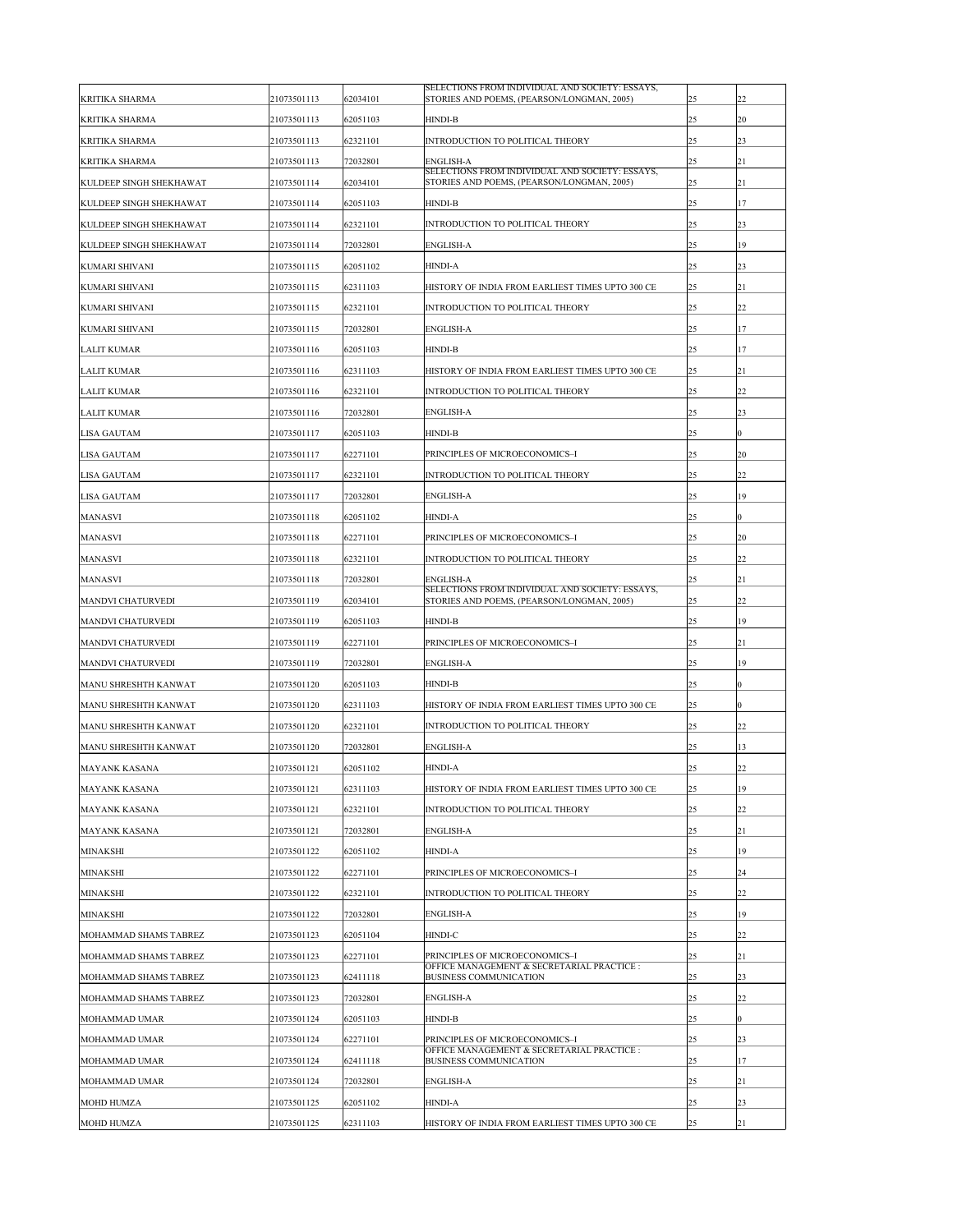| | | | | | |
|---|---|---|---|---|---|
| KRITIKA SHARMA | 21073501113 | 62034101 | SELECTIONS FROM INDIVIDUAL AND SOCIETY: ESSAYS, STORIES AND POEMS, (PEARSON/LONGMAN, 2005) | 25 | 22 |
| KRITIKA SHARMA | 21073501113 | 62051103 | HINDI-B | 25 | 20 |
| KRITIKA SHARMA | 21073501113 | 62321101 | INTRODUCTION TO POLITICAL THEORY | 25 | 23 |
| KRITIKA SHARMA | 21073501113 | 72032801 | ENGLISH-A | 25 | 21 |
| KULDEEP SINGH SHEKHAWAT | 21073501114 | 62034101 | SELECTIONS FROM INDIVIDUAL AND SOCIETY: ESSAYS, STORIES AND POEMS, (PEARSON/LONGMAN, 2005) | 25 | 21 |
| KULDEEP SINGH SHEKHAWAT | 21073501114 | 62051103 | HINDI-B | 25 | 17 |
| KULDEEP SINGH SHEKHAWAT | 21073501114 | 62321101 | INTRODUCTION TO POLITICAL THEORY | 25 | 23 |
| KULDEEP SINGH SHEKHAWAT | 21073501114 | 72032801 | ENGLISH-A | 25 | 19 |
| KUMARI SHIVANI | 21073501115 | 62051102 | HINDI-A | 25 | 23 |
| KUMARI SHIVANI | 21073501115 | 62311103 | HISTORY OF INDIA FROM EARLIEST TIMES UPTO 300 CE | 25 | 21 |
| KUMARI SHIVANI | 21073501115 | 62321101 | INTRODUCTION TO POLITICAL THEORY | 25 | 22 |
| KUMARI SHIVANI | 21073501115 | 72032801 | ENGLISH-A | 25 | 17 |
| LALIT KUMAR | 21073501116 | 62051103 | HINDI-B | 25 | 17 |
| LALIT KUMAR | 21073501116 | 62311103 | HISTORY OF INDIA FROM EARLIEST TIMES UPTO 300 CE | 25 | 21 |
| LALIT KUMAR | 21073501116 | 62321101 | INTRODUCTION TO POLITICAL THEORY | 25 | 22 |
| LALIT KUMAR | 21073501116 | 72032801 | ENGLISH-A | 25 | 23 |
| LISA GAUTAM | 21073501117 | 62051103 | HINDI-B | 25 | 0 |
| LISA GAUTAM | 21073501117 | 62271101 | PRINCIPLES OF MICROECONOMICS–I | 25 | 20 |
| LISA GAUTAM | 21073501117 | 62321101 | INTRODUCTION TO POLITICAL THEORY | 25 | 22 |
| LISA GAUTAM | 21073501117 | 72032801 | ENGLISH-A | 25 | 19 |
| MANASVI | 21073501118 | 62051102 | HINDI-A | 25 | 0 |
| MANASVI | 21073501118 | 62271101 | PRINCIPLES OF MICROECONOMICS–I | 25 | 20 |
| MANASVI | 21073501118 | 62321101 | INTRODUCTION TO POLITICAL THEORY | 25 | 22 |
| MANASVI | 21073501118 | 72032801 | ENGLISH-A | 25 | 21 |
| MANDVI CHATURVEDI | 21073501119 | 62034101 | SELECTIONS FROM INDIVIDUAL AND SOCIETY: ESSAYS, STORIES AND POEMS, (PEARSON/LONGMAN, 2005) | 25 | 22 |
| MANDVI CHATURVEDI | 21073501119 | 62051103 | HINDI-B | 25 | 19 |
| MANDVI CHATURVEDI | 21073501119 | 62271101 | PRINCIPLES OF MICROECONOMICS–I | 25 | 21 |
| MANDVI CHATURVEDI | 21073501119 | 72032801 | ENGLISH-A | 25 | 19 |
| MANU SHRESHTH KANWAT | 21073501120 | 62051103 | HINDI-B | 25 | 0 |
| MANU SHRESHTH KANWAT | 21073501120 | 62311103 | HISTORY OF INDIA FROM EARLIEST TIMES UPTO 300 CE | 25 | 0 |
| MANU SHRESHTH KANWAT | 21073501120 | 62321101 | INTRODUCTION TO POLITICAL THEORY | 25 | 22 |
| MANU SHRESHTH KANWAT | 21073501120 | 72032801 | ENGLISH-A | 25 | 13 |
| MAYANK KASANA | 21073501121 | 62051102 | HINDI-A | 25 | 22 |
| MAYANK KASANA | 21073501121 | 62311103 | HISTORY OF INDIA FROM EARLIEST TIMES UPTO 300 CE | 25 | 19 |
| MAYANK KASANA | 21073501121 | 62321101 | INTRODUCTION TO POLITICAL THEORY | 25 | 22 |
| MAYANK KASANA | 21073501121 | 72032801 | ENGLISH-A | 25 | 21 |
| MINAKSHI | 21073501122 | 62051102 | HINDI-A | 25 | 19 |
| MINAKSHI | 21073501122 | 62271101 | PRINCIPLES OF MICROECONOMICS–I | 25 | 24 |
| MINAKSHI | 21073501122 | 62321101 | INTRODUCTION TO POLITICAL THEORY | 25 | 22 |
| MINAKSHI | 21073501122 | 72032801 | ENGLISH-A | 25 | 19 |
| MOHAMMAD SHAMS TABREZ | 21073501123 | 62051104 | HINDI-C | 25 | 22 |
| MOHAMMAD SHAMS TABREZ | 21073501123 | 62271101 | PRINCIPLES OF MICROECONOMICS–I | 25 | 21 |
| MOHAMMAD SHAMS TABREZ | 21073501123 | 62411118 | OFFICE MANAGEMENT & SECRETARIAL PRACTICE : BUSINESS COMMUNICATION | 25 | 23 |
| MOHAMMAD SHAMS TABREZ | 21073501123 | 72032801 | ENGLISH-A | 25 | 22 |
| MOHAMMAD UMAR | 21073501124 | 62051103 | HINDI-B | 25 | 0 |
| MOHAMMAD UMAR | 21073501124 | 62271101 | PRINCIPLES OF MICROECONOMICS–I | 25 | 23 |
| MOHAMMAD UMAR | 21073501124 | 62411118 | OFFICE MANAGEMENT & SECRETARIAL PRACTICE : BUSINESS COMMUNICATION | 25 | 17 |
| MOHAMMAD UMAR | 21073501124 | 72032801 | ENGLISH-A | 25 | 21 |
| MOHD HUMZA | 21073501125 | 62051102 | HINDI-A | 25 | 23 |
| MOHD HUMZA | 21073501125 | 62311103 | HISTORY OF INDIA FROM EARLIEST TIMES UPTO 300 CE | 25 | 21 |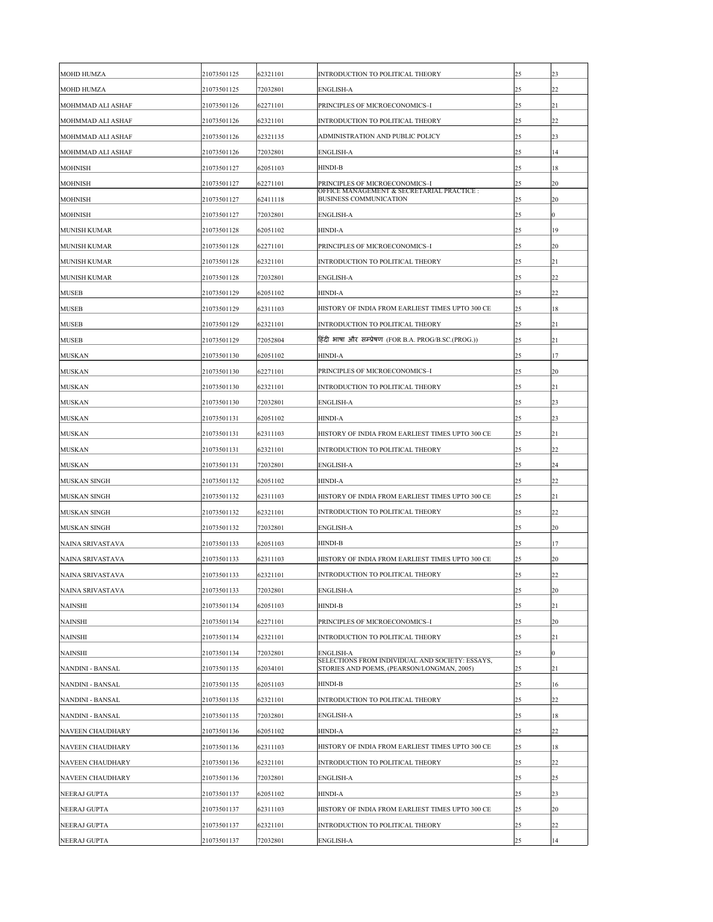| | | | | | |
|---|---|---|---|---|---|
| MOHD HUMZA | 21073501125 | 62321101 | INTRODUCTION TO POLITICAL THEORY | 25 | 23 |
| MOHD HUMZA | 21073501125 | 72032801 | ENGLISH-A | 25 | 22 |
| MOHMMAD ALI ASHAF | 21073501126 | 62271101 | PRINCIPLES OF MICROECONOMICS–I | 25 | 21 |
| MOHMMAD ALI ASHAF | 21073501126 | 62321101 | INTRODUCTION TO POLITICAL THEORY | 25 | 22 |
| MOHMMAD ALI ASHAF | 21073501126 | 62321135 | ADMINISTRATION AND PUBLIC POLICY | 25 | 23 |
| MOHMMAD ALI ASHAF | 21073501126 | 72032801 | ENGLISH-A | 25 | 14 |
| MOHNISH | 21073501127 | 62051103 | HINDI-B | 25 | 18 |
| MOHNISH | 21073501127 | 62271101 | PRINCIPLES OF MICROECONOMICS–I | 25 | 20 |
| MOHNISH | 21073501127 | 62411118 | OFFICE MANAGEMENT & SECRETARIAL PRACTICE : BUSINESS COMMUNICATION | 25 | 20 |
| MOHNISH | 21073501127 | 72032801 | ENGLISH-A | 25 | 0 |
| MUNISH KUMAR | 21073501128 | 62051102 | HINDI-A | 25 | 19 |
| MUNISH KUMAR | 21073501128 | 62271101 | PRINCIPLES OF MICROECONOMICS–I | 25 | 20 |
| MUNISH KUMAR | 21073501128 | 62321101 | INTRODUCTION TO POLITICAL THEORY | 25 | 21 |
| MUNISH KUMAR | 21073501128 | 72032801 | ENGLISH-A | 25 | 22 |
| MUSEB | 21073501129 | 62051102 | HINDI-A | 25 | 22 |
| MUSEB | 21073501129 | 62311103 | HISTORY OF INDIA FROM EARLIEST TIMES UPTO 300 CE | 25 | 18 |
| MUSEB | 21073501129 | 62321101 | INTRODUCTION TO POLITICAL THEORY | 25 | 21 |
| MUSEB | 21073501129 | 72052804 | हिंदी भाषा और सम्प्रेषण (FOR B.A. PROG/B.SC.(PROG.)) | 25 | 21 |
| MUSKAN | 21073501130 | 62051102 | HINDI-A | 25 | 17 |
| MUSKAN | 21073501130 | 62271101 | PRINCIPLES OF MICROECONOMICS–I | 25 | 20 |
| MUSKAN | 21073501130 | 62321101 | INTRODUCTION TO POLITICAL THEORY | 25 | 21 |
| MUSKAN | 21073501130 | 72032801 | ENGLISH-A | 25 | 23 |
| MUSKAN | 21073501131 | 62051102 | HINDI-A | 25 | 23 |
| MUSKAN | 21073501131 | 62311103 | HISTORY OF INDIA FROM EARLIEST TIMES UPTO 300 CE | 25 | 21 |
| MUSKAN | 21073501131 | 62321101 | INTRODUCTION TO POLITICAL THEORY | 25 | 22 |
| MUSKAN | 21073501131 | 72032801 | ENGLISH-A | 25 | 24 |
| MUSKAN SINGH | 21073501132 | 62051102 | HINDI-A | 25 | 22 |
| MUSKAN SINGH | 21073501132 | 62311103 | HISTORY OF INDIA FROM EARLIEST TIMES UPTO 300 CE | 25 | 21 |
| MUSKAN SINGH | 21073501132 | 62321101 | INTRODUCTION TO POLITICAL THEORY | 25 | 22 |
| MUSKAN SINGH | 21073501132 | 72032801 | ENGLISH-A | 25 | 20 |
| NAINA SRIVASTAVA | 21073501133 | 62051103 | HINDI-B | 25 | 17 |
| NAINA SRIVASTAVA | 21073501133 | 62311103 | HISTORY OF INDIA FROM EARLIEST TIMES UPTO 300 CE | 25 | 20 |
| NAINA SRIVASTAVA | 21073501133 | 62321101 | INTRODUCTION TO POLITICAL THEORY | 25 | 22 |
| NAINA SRIVASTAVA | 21073501133 | 72032801 | ENGLISH-A | 25 | 20 |
| NAINSHI | 21073501134 | 62051103 | HINDI-B | 25 | 21 |
| NAINSHI | 21073501134 | 62271101 | PRINCIPLES OF MICROECONOMICS–I | 25 | 20 |
| NAINSHI | 21073501134 | 62321101 | INTRODUCTION TO POLITICAL THEORY | 25 | 21 |
| NAINSHI | 21073501134 | 72032801 | ENGLISH-A | 25 | 0 |
| NANDINI - BANSAL | 21073501135 | 62034101 | SELECTIONS FROM INDIVIDUAL AND SOCIETY: ESSAYS, STORIES AND POEMS, (PEARSON/LONGMAN, 2005) | 25 | 21 |
| NANDINI - BANSAL | 21073501135 | 62051103 | HINDI-B | 25 | 16 |
| NANDINI - BANSAL | 21073501135 | 62321101 | INTRODUCTION TO POLITICAL THEORY | 25 | 22 |
| NANDINI - BANSAL | 21073501135 | 72032801 | ENGLISH-A | 25 | 18 |
| NAVEEN CHAUDHARY | 21073501136 | 62051102 | HINDI-A | 25 | 22 |
| NAVEEN CHAUDHARY | 21073501136 | 62311103 | HISTORY OF INDIA FROM EARLIEST TIMES UPTO 300 CE | 25 | 18 |
| NAVEEN CHAUDHARY | 21073501136 | 62321101 | INTRODUCTION TO POLITICAL THEORY | 25 | 22 |
| NAVEEN CHAUDHARY | 21073501136 | 72032801 | ENGLISH-A | 25 | 25 |
| NEERAJ GUPTA | 21073501137 | 62051102 | HINDI-A | 25 | 23 |
| NEERAJ GUPTA | 21073501137 | 62311103 | HISTORY OF INDIA FROM EARLIEST TIMES UPTO 300 CE | 25 | 20 |
| NEERAJ GUPTA | 21073501137 | 62321101 | INTRODUCTION TO POLITICAL THEORY | 25 | 22 |
| NEERAJ GUPTA | 21073501137 | 72032801 | ENGLISH-A | 25 | 14 |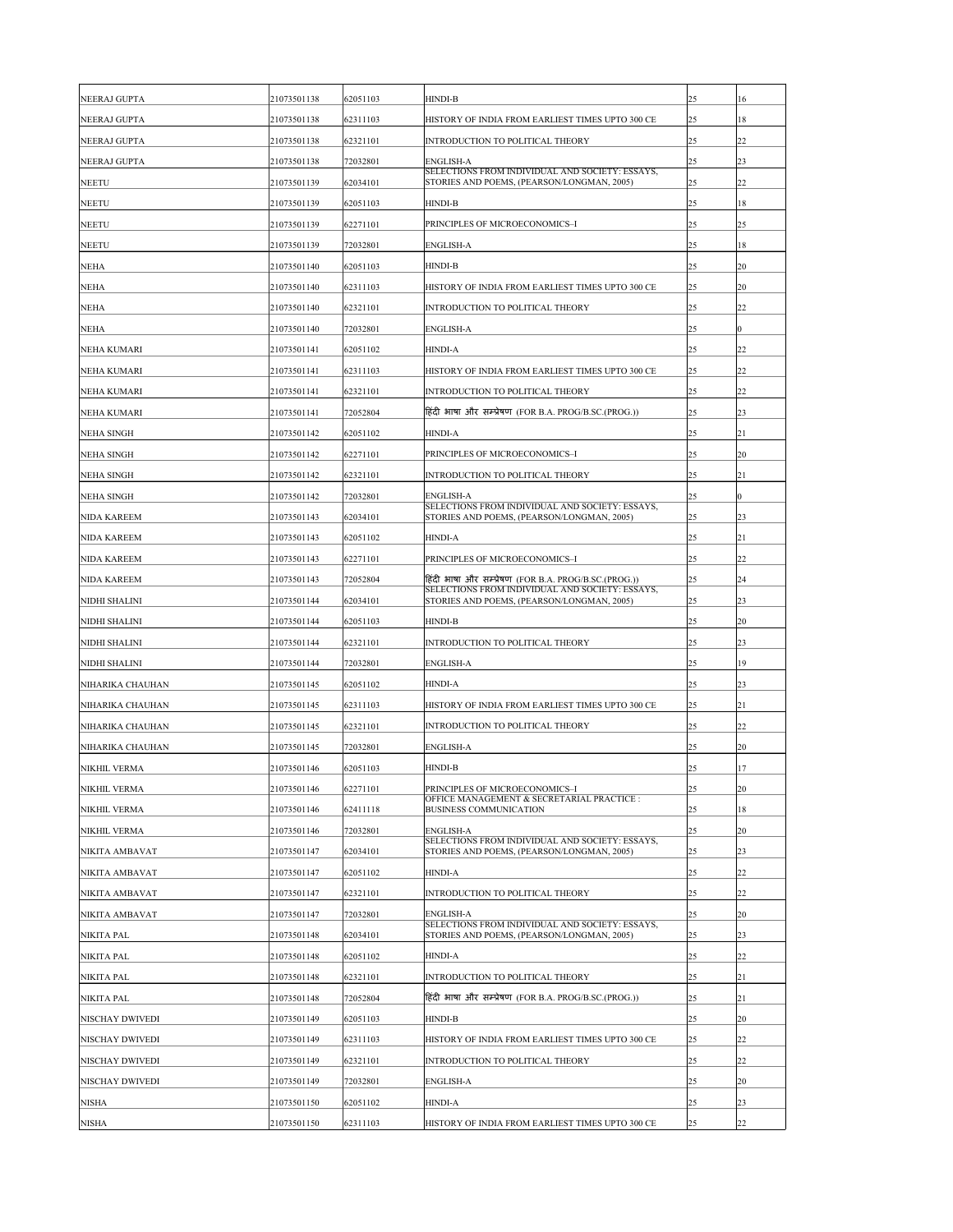| NEERAJ GUPTA | 21073501138 | 62051103 | HINDI-B | 25 | 16 |
|---|---|---|---|---|---|
| NEERAJ GUPTA | 21073501138 | 62311103 | HISTORY OF INDIA FROM EARLIEST TIMES UPTO 300 CE | 25 | 18 |
| NEERAJ GUPTA | 21073501138 | 62321101 | INTRODUCTION TO POLITICAL THEORY | 25 | 22 |
| NEERAJ GUPTA | 21073501138 | 72032801 | ENGLISH-A | 25 | 23 |
| NEETU | 21073501139 | 62034101 | SELECTIONS FROM INDIVIDUAL AND SOCIETY: ESSAYS, STORIES AND POEMS, (PEARSON/LONGMAN, 2005) | 25 | 22 |
| NEETU | 21073501139 | 62051103 | HINDI-B | 25 | 18 |
| NEETU | 21073501139 | 62271101 | PRINCIPLES OF MICROECONOMICS–I | 25 | 25 |
| NEETU | 21073501139 | 72032801 | ENGLISH-A | 25 | 18 |
| NEHA | 21073501140 | 62051103 | HINDI-B | 25 | 20 |
| NEHA | 21073501140 | 62311103 | HISTORY OF INDIA FROM EARLIEST TIMES UPTO 300 CE | 25 | 20 |
| NEHA | 21073501140 | 62321101 | INTRODUCTION TO POLITICAL THEORY | 25 | 22 |
| NEHA | 21073501140 | 72032801 | ENGLISH-A | 25 | 0 |
| NEHA KUMARI | 21073501141 | 62051102 | HINDI-A | 25 | 22 |
| NEHA KUMARI | 21073501141 | 62311103 | HISTORY OF INDIA FROM EARLIEST TIMES UPTO 300 CE | 25 | 22 |
| NEHA KUMARI | 21073501141 | 62321101 | INTRODUCTION TO POLITICAL THEORY | 25 | 22 |
| NEHA KUMARI | 21073501141 | 72052804 | हिंदी भाषा और सम्प्रेषण (FOR B.A. PROG/B.SC.(PROG.)) | 25 | 23 |
| NEHA SINGH | 21073501142 | 62051102 | HINDI-A | 25 | 21 |
| NEHA SINGH | 21073501142 | 62271101 | PRINCIPLES OF MICROECONOMICS–I | 25 | 20 |
| NEHA SINGH | 21073501142 | 62321101 | INTRODUCTION TO POLITICAL THEORY | 25 | 21 |
| NEHA SINGH | 21073501142 | 72032801 | ENGLISH-A | 25 | 0 |
| NIDA KAREEM | 21073501143 | 62034101 | SELECTIONS FROM INDIVIDUAL AND SOCIETY: ESSAYS, STORIES AND POEMS, (PEARSON/LONGMAN, 2005) | 25 | 23 |
| NIDA KAREEM | 21073501143 | 62051102 | HINDI-A | 25 | 21 |
| NIDA KAREEM | 21073501143 | 62271101 | PRINCIPLES OF MICROECONOMICS–I | 25 | 22 |
| NIDA KAREEM | 21073501143 | 72052804 | हिंदी भाषा और सम्प्रेषण (FOR B.A. PROG/B.SC.(PROG.)) | 25 | 24 |
| NIDHI SHALINI | 21073501144 | 62034101 | SELECTIONS FROM INDIVIDUAL AND SOCIETY: ESSAYS, STORIES AND POEMS, (PEARSON/LONGMAN, 2005) | 25 | 23 |
| NIDHI SHALINI | 21073501144 | 62051103 | HINDI-B | 25 | 20 |
| NIDHI SHALINI | 21073501144 | 62321101 | INTRODUCTION TO POLITICAL THEORY | 25 | 23 |
| NIDHI SHALINI | 21073501144 | 72032801 | ENGLISH-A | 25 | 19 |
| NIHARIKA CHAUHAN | 21073501145 | 62051102 | HINDI-A | 25 | 23 |
| NIHARIKA CHAUHAN | 21073501145 | 62311103 | HISTORY OF INDIA FROM EARLIEST TIMES UPTO 300 CE | 25 | 21 |
| NIHARIKA CHAUHAN | 21073501145 | 62321101 | INTRODUCTION TO POLITICAL THEORY | 25 | 22 |
| NIHARIKA CHAUHAN | 21073501145 | 72032801 | ENGLISH-A | 25 | 20 |
| NIKHIL VERMA | 21073501146 | 62051103 | HINDI-B | 25 | 17 |
| NIKHIL VERMA | 21073501146 | 62271101 | PRINCIPLES OF MICROECONOMICS–I | 25 | 20 |
| NIKHIL VERMA | 21073501146 | 62411118 | OFFICE MANAGEMENT & SECRETARIAL PRACTICE : BUSINESS COMMUNICATION | 25 | 18 |
| NIKHIL VERMA | 21073501146 | 72032801 | ENGLISH-A | 25 | 20 |
| NIKITA AMBAVAT | 21073501147 | 62034101 | SELECTIONS FROM INDIVIDUAL AND SOCIETY: ESSAYS, STORIES AND POEMS, (PEARSON/LONGMAN, 2005) | 25 | 23 |
| NIKITA AMBAVAT | 21073501147 | 62051102 | HINDI-A | 25 | 22 |
| NIKITA AMBAVAT | 21073501147 | 62321101 | INTRODUCTION TO POLITICAL THEORY | 25 | 22 |
| NIKITA AMBAVAT | 21073501147 | 72032801 | ENGLISH-A | 25 | 20 |
| NIKITA PAL | 21073501148 | 62034101 | SELECTIONS FROM INDIVIDUAL AND SOCIETY: ESSAYS, STORIES AND POEMS, (PEARSON/LONGMAN, 2005) | 25 | 23 |
| NIKITA PAL | 21073501148 | 62051102 | HINDI-A | 25 | 22 |
| NIKITA PAL | 21073501148 | 62321101 | INTRODUCTION TO POLITICAL THEORY | 25 | 21 |
| NIKITA PAL | 21073501148 | 72052804 | हिंदी भाषा और सम्प्रेषण (FOR B.A. PROG/B.SC.(PROG.)) | 25 | 21 |
| NISCHAY DWIVEDI | 21073501149 | 62051103 | HINDI-B | 25 | 20 |
| NISCHAY DWIVEDI | 21073501149 | 62311103 | HISTORY OF INDIA FROM EARLIEST TIMES UPTO 300 CE | 25 | 22 |
| NISCHAY DWIVEDI | 21073501149 | 62321101 | INTRODUCTION TO POLITICAL THEORY | 25 | 22 |
| NISCHAY DWIVEDI | 21073501149 | 72032801 | ENGLISH-A | 25 | 20 |
| NISHA | 21073501150 | 62051102 | HINDI-A | 25 | 23 |
| NISHA | 21073501150 | 62311103 | HISTORY OF INDIA FROM EARLIEST TIMES UPTO 300 CE | 25 | 22 |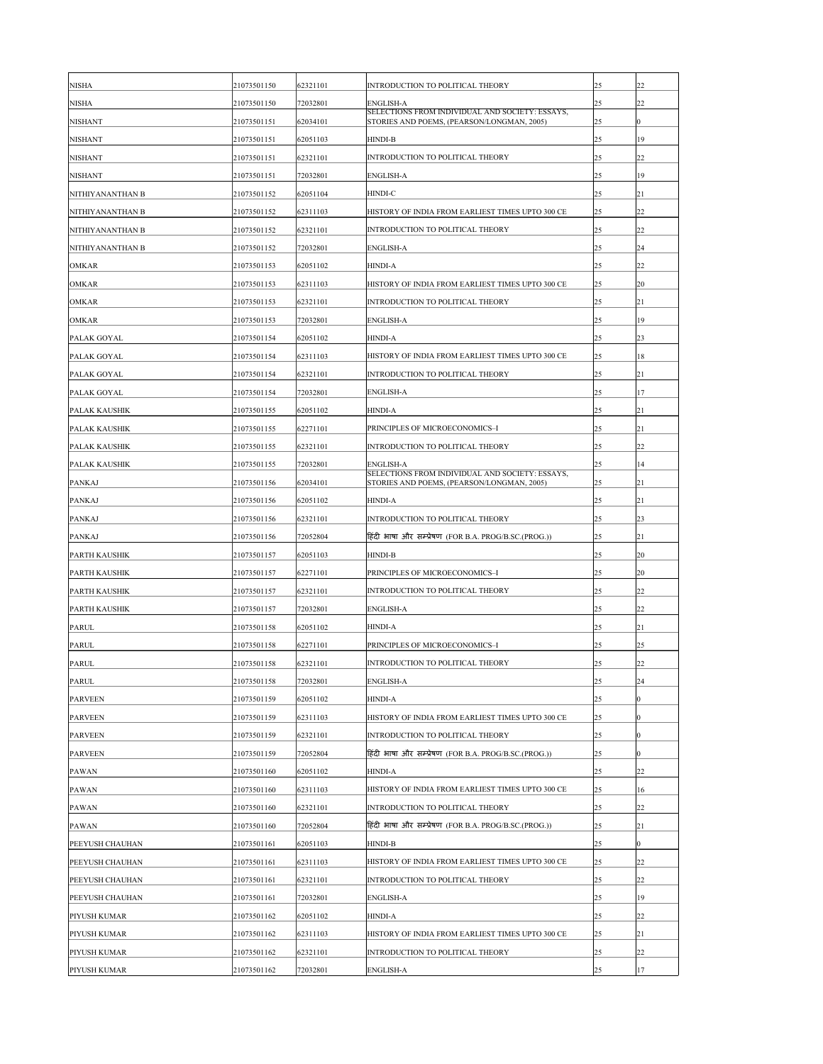| | | | | | |
|---|---|---|---|---|---|
| NISHA | 21073501150 | 62321101 | INTRODUCTION TO POLITICAL THEORY | 25 | 22 |
| NISHA | 21073501150 | 72032801 | ENGLISH-A | 25 | 22 |
| NISHANT | 21073501151 | 62034101 | SELECTIONS FROM INDIVIDUAL AND SOCIETY: ESSAYS, STORIES AND POEMS, (PEARSON/LONGMAN, 2005) | 25 | 0 |
| NISHANT | 21073501151 | 62051103 | HINDI-B | 25 | 19 |
| NISHANT | 21073501151 | 62321101 | INTRODUCTION TO POLITICAL THEORY | 25 | 22 |
| NISHANT | 21073501151 | 72032801 | ENGLISH-A | 25 | 19 |
| NITHIYANANTHAN B | 21073501152 | 62051104 | HINDI-C | 25 | 21 |
| NITHIYANANTHAN B | 21073501152 | 62311103 | HISTORY OF INDIA FROM EARLIEST TIMES UPTO 300 CE | 25 | 22 |
| NITHIYANANTHAN B | 21073501152 | 62321101 | INTRODUCTION TO POLITICAL THEORY | 25 | 22 |
| NITHIYANANTHAN B | 21073501152 | 72032801 | ENGLISH-A | 25 | 24 |
| OMKAR | 21073501153 | 62051102 | HINDI-A | 25 | 22 |
| OMKAR | 21073501153 | 62311103 | HISTORY OF INDIA FROM EARLIEST TIMES UPTO 300 CE | 25 | 20 |
| OMKAR | 21073501153 | 62321101 | INTRODUCTION TO POLITICAL THEORY | 25 | 21 |
| OMKAR | 21073501153 | 72032801 | ENGLISH-A | 25 | 19 |
| PALAK GOYAL | 21073501154 | 62051102 | HINDI-A | 25 | 23 |
| PALAK GOYAL | 21073501154 | 62311103 | HISTORY OF INDIA FROM EARLIEST TIMES UPTO 300 CE | 25 | 18 |
| PALAK GOYAL | 21073501154 | 62321101 | INTRODUCTION TO POLITICAL THEORY | 25 | 21 |
| PALAK GOYAL | 21073501154 | 72032801 | ENGLISH-A | 25 | 17 |
| PALAK KAUSHIK | 21073501155 | 62051102 | HINDI-A | 25 | 21 |
| PALAK KAUSHIK | 21073501155 | 62271101 | PRINCIPLES OF MICROECONOMICS–I | 25 | 21 |
| PALAK KAUSHIK | 21073501155 | 62321101 | INTRODUCTION TO POLITICAL THEORY | 25 | 22 |
| PALAK KAUSHIK | 21073501155 | 72032801 | ENGLISH-A | 25 | 14 |
| PANKAJ | 21073501156 | 62034101 | SELECTIONS FROM INDIVIDUAL AND SOCIETY: ESSAYS, STORIES AND POEMS, (PEARSON/LONGMAN, 2005) | 25 | 21 |
| PANKAJ | 21073501156 | 62051102 | HINDI-A | 25 | 21 |
| PANKAJ | 21073501156 | 62321101 | INTRODUCTION TO POLITICAL THEORY | 25 | 23 |
| PANKAJ | 21073501156 | 72052804 | हिंदी भाषा और सम्प्रेषण (FOR B.A. PROG/B.SC.(PROG.)) | 25 | 21 |
| PARTH KAUSHIK | 21073501157 | 62051103 | HINDI-B | 25 | 20 |
| PARTH KAUSHIK | 21073501157 | 62271101 | PRINCIPLES OF MICROECONOMICS–I | 25 | 20 |
| PARTH KAUSHIK | 21073501157 | 62321101 | INTRODUCTION TO POLITICAL THEORY | 25 | 22 |
| PARTH KAUSHIK | 21073501157 | 72032801 | ENGLISH-A | 25 | 22 |
| PARUL | 21073501158 | 62051102 | HINDI-A | 25 | 21 |
| PARUL | 21073501158 | 62271101 | PRINCIPLES OF MICROECONOMICS–I | 25 | 25 |
| PARUL | 21073501158 | 62321101 | INTRODUCTION TO POLITICAL THEORY | 25 | 22 |
| PARUL | 21073501158 | 72032801 | ENGLISH-A | 25 | 24 |
| PARVEEN | 21073501159 | 62051102 | HINDI-A | 25 | 0 |
| PARVEEN | 21073501159 | 62311103 | HISTORY OF INDIA FROM EARLIEST TIMES UPTO 300 CE | 25 | 0 |
| PARVEEN | 21073501159 | 62321101 | INTRODUCTION TO POLITICAL THEORY | 25 | 0 |
| PARVEEN | 21073501159 | 72052804 | हिंदी भाषा और सम्प्रेषण (FOR B.A. PROG/B.SC.(PROG.)) | 25 | 0 |
| PAWAN | 21073501160 | 62051102 | HINDI-A | 25 | 22 |
| PAWAN | 21073501160 | 62311103 | HISTORY OF INDIA FROM EARLIEST TIMES UPTO 300 CE | 25 | 16 |
| PAWAN | 21073501160 | 62321101 | INTRODUCTION TO POLITICAL THEORY | 25 | 22 |
| PAWAN | 21073501160 | 72052804 | हिंदी भाषा और सम्प्रेषण (FOR B.A. PROG/B.SC.(PROG.)) | 25 | 21 |
| PEEYUSH CHAUHAN | 21073501161 | 62051103 | HINDI-B | 25 | 0 |
| PEEYUSH CHAUHAN | 21073501161 | 62311103 | HISTORY OF INDIA FROM EARLIEST TIMES UPTO 300 CE | 25 | 22 |
| PEEYUSH CHAUHAN | 21073501161 | 62321101 | INTRODUCTION TO POLITICAL THEORY | 25 | 22 |
| PEEYUSH CHAUHAN | 21073501161 | 72032801 | ENGLISH-A | 25 | 19 |
| PIYUSH KUMAR | 21073501162 | 62051102 | HINDI-A | 25 | 22 |
| PIYUSH KUMAR | 21073501162 | 62311103 | HISTORY OF INDIA FROM EARLIEST TIMES UPTO 300 CE | 25 | 21 |
| PIYUSH KUMAR | 21073501162 | 62321101 | INTRODUCTION TO POLITICAL THEORY | 25 | 22 |
| PIYUSH KUMAR | 21073501162 | 72032801 | ENGLISH-A | 25 | 17 |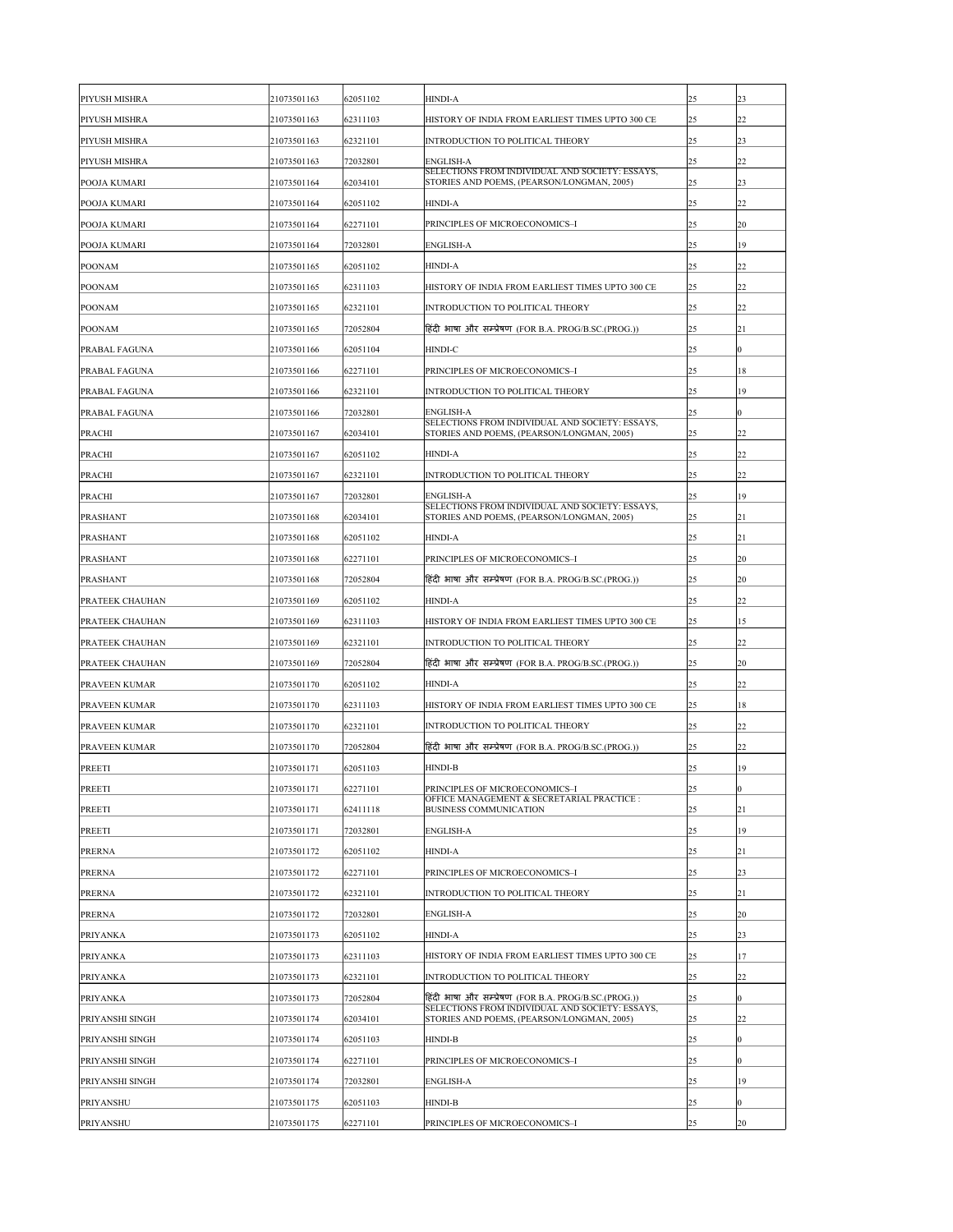| PIYUSH MISHRA | 21073501163 | 62051102 | HINDI-A | 25 | 23 |
|---|---|---|---|---|---|
| PIYUSH MISHRA | 21073501163 | 62311103 | HISTORY OF INDIA FROM EARLIEST TIMES UPTO 300 CE | 25 | 22 |
| PIYUSH MISHRA | 21073501163 | 62321101 | INTRODUCTION TO POLITICAL THEORY | 25 | 23 |
| PIYUSH MISHRA | 21073501163 | 72032801 | ENGLISH-A | 25 | 22 |
| POOJA KUMARI | 21073501164 | 62034101 | SELECTIONS FROM INDIVIDUAL AND SOCIETY: ESSAYS, STORIES AND POEMS, (PEARSON/LONGMAN, 2005) | 25 | 23 |
| POOJA KUMARI | 21073501164 | 62051102 | HINDI-A | 25 | 22 |
| POOJA KUMARI | 21073501164 | 62271101 | PRINCIPLES OF MICROECONOMICS–I | 25 | 20 |
| POOJA KUMARI | 21073501164 | 72032801 | ENGLISH-A | 25 | 19 |
| POONAM | 21073501165 | 62051102 | HINDI-A | 25 | 22 |
| POONAM | 21073501165 | 62311103 | HISTORY OF INDIA FROM EARLIEST TIMES UPTO 300 CE | 25 | 22 |
| POONAM | 21073501165 | 62321101 | INTRODUCTION TO POLITICAL THEORY | 25 | 22 |
| POONAM | 21073501165 | 72052804 | हिंदी भाषा और सम्प्रेषण (FOR B.A. PROG/B.SC.(PROG.)) | 25 | 21 |
| PRABAL FAGUNA | 21073501166 | 62051104 | HINDI-C | 25 | 0 |
| PRABAL FAGUNA | 21073501166 | 62271101 | PRINCIPLES OF MICROECONOMICS–I | 25 | 18 |
| PRABAL FAGUNA | 21073501166 | 62321101 | INTRODUCTION TO POLITICAL THEORY | 25 | 19 |
| PRABAL FAGUNA | 21073501166 | 72032801 | ENGLISH-A | 25 | 0 |
| PRACHI | 21073501167 | 62034101 | SELECTIONS FROM INDIVIDUAL AND SOCIETY: ESSAYS, STORIES AND POEMS, (PEARSON/LONGMAN, 2005) | 25 | 22 |
| PRACHI | 21073501167 | 62051102 | HINDI-A | 25 | 22 |
| PRACHI | 21073501167 | 62321101 | INTRODUCTION TO POLITICAL THEORY | 25 | 22 |
| PRACHI | 21073501167 | 72032801 | ENGLISH-A | 25 | 19 |
| PRASHANT | 21073501168 | 62034101 | SELECTIONS FROM INDIVIDUAL AND SOCIETY: ESSAYS, STORIES AND POEMS, (PEARSON/LONGMAN, 2005) | 25 | 21 |
| PRASHANT | 21073501168 | 62051102 | HINDI-A | 25 | 21 |
| PRASHANT | 21073501168 | 62271101 | PRINCIPLES OF MICROECONOMICS–I | 25 | 20 |
| PRASHANT | 21073501168 | 72052804 | हिंदी भाषा और सम्प्रेषण (FOR B.A. PROG/B.SC.(PROG.)) | 25 | 20 |
| PRATEEK CHAUHAN | 21073501169 | 62051102 | HINDI-A | 25 | 22 |
| PRATEEK CHAUHAN | 21073501169 | 62311103 | HISTORY OF INDIA FROM EARLIEST TIMES UPTO 300 CE | 25 | 15 |
| PRATEEK CHAUHAN | 21073501169 | 62321101 | INTRODUCTION TO POLITICAL THEORY | 25 | 22 |
| PRATEEK CHAUHAN | 21073501169 | 72052804 | हिंदी भाषा और सम्प्रेषण (FOR B.A. PROG/B.SC.(PROG.)) | 25 | 20 |
| PRAVEEN KUMAR | 21073501170 | 62051102 | HINDI-A | 25 | 22 |
| PRAVEEN KUMAR | 21073501170 | 62311103 | HISTORY OF INDIA FROM EARLIEST TIMES UPTO 300 CE | 25 | 18 |
| PRAVEEN KUMAR | 21073501170 | 62321101 | INTRODUCTION TO POLITICAL THEORY | 25 | 22 |
| PRAVEEN KUMAR | 21073501170 | 72052804 | हिंदी भाषा और सम्प्रेषण (FOR B.A. PROG/B.SC.(PROG.)) | 25 | 22 |
| PREETI | 21073501171 | 62051103 | HINDI-B | 25 | 19 |
| PREETI | 21073501171 | 62271101 | PRINCIPLES OF MICROECONOMICS–I | 25 | 0 |
| PREETI | 21073501171 | 62411118 | OFFICE MANAGEMENT & SECRETARIAL PRACTICE : BUSINESS COMMUNICATION | 25 | 21 |
| PREETI | 21073501171 | 72032801 | ENGLISH-A | 25 | 19 |
| PRERNA | 21073501172 | 62051102 | HINDI-A | 25 | 21 |
| PRERNA | 21073501172 | 62271101 | PRINCIPLES OF MICROECONOMICS–I | 25 | 23 |
| PRERNA | 21073501172 | 62321101 | INTRODUCTION TO POLITICAL THEORY | 25 | 21 |
| PRERNA | 21073501172 | 72032801 | ENGLISH-A | 25 | 20 |
| PRIYANKA | 21073501173 | 62051102 | HINDI-A | 25 | 23 |
| PRIYANKA | 21073501173 | 62311103 | HISTORY OF INDIA FROM EARLIEST TIMES UPTO 300 CE | 25 | 17 |
| PRIYANKA | 21073501173 | 62321101 | INTRODUCTION TO POLITICAL THEORY | 25 | 22 |
| PRIYANKA | 21073501173 | 72052804 | हिंदी भाषा और सम्प्रेषण (FOR B.A. PROG/B.SC.(PROG.)) | 25 | 0 |
| PRIYANSHI SINGH | 21073501174 | 62034101 | SELECTIONS FROM INDIVIDUAL AND SOCIETY: ESSAYS, STORIES AND POEMS, (PEARSON/LONGMAN, 2005) | 25 | 22 |
| PRIYANSHI SINGH | 21073501174 | 62051103 | HINDI-B | 25 | 0 |
| PRIYANSHI SINGH | 21073501174 | 62271101 | PRINCIPLES OF MICROECONOMICS–I | 25 | 0 |
| PRIYANSHI SINGH | 21073501174 | 72032801 | ENGLISH-A | 25 | 19 |
| PRIYANSHU | 21073501175 | 62051103 | HINDI-B | 25 | 0 |
| PRIYANSHU | 21073501175 | 62271101 | PRINCIPLES OF MICROECONOMICS–I | 25 | 20 |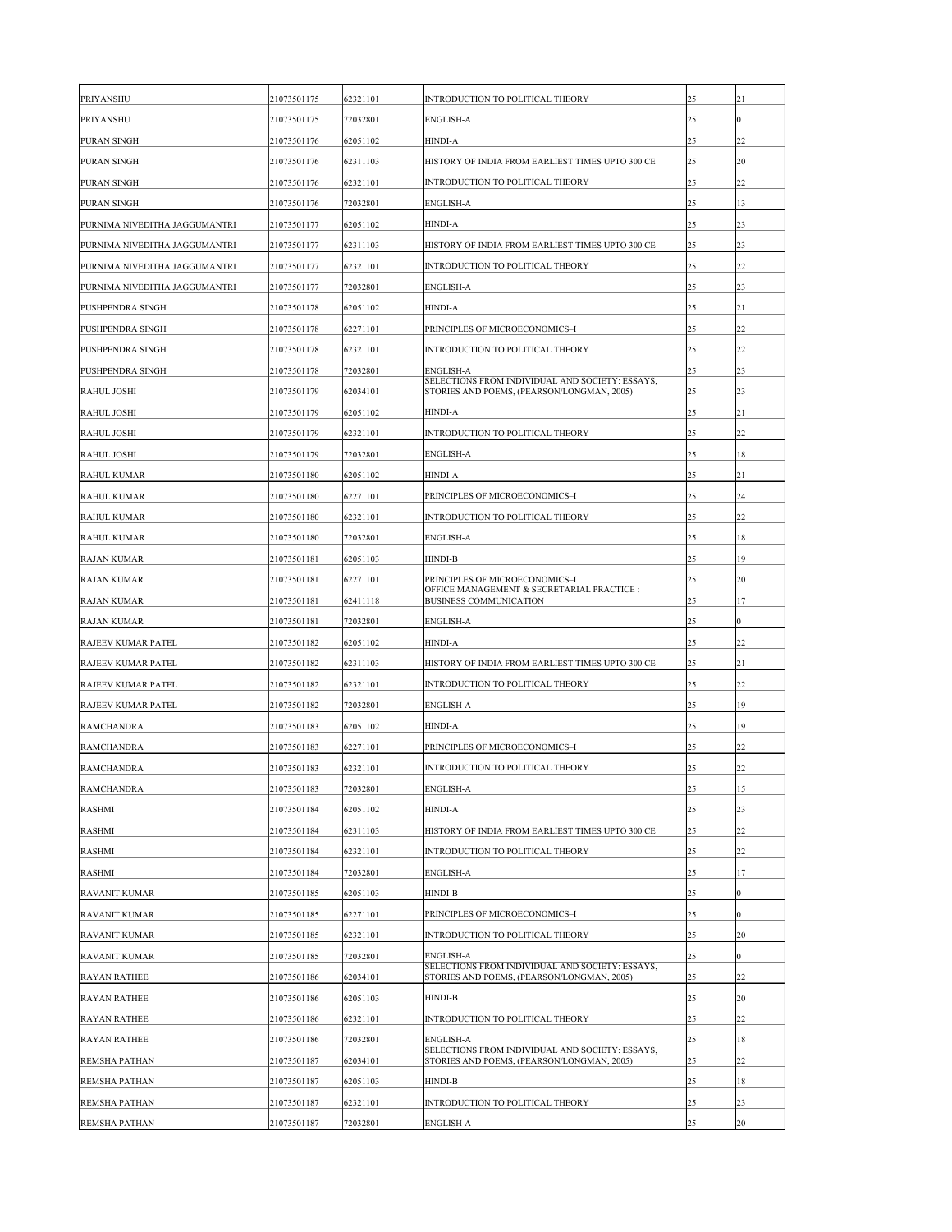| | | | | | |
|---|---|---|---|---|---|
| PRIYANSHU | 21073501175 | 62321101 | INTRODUCTION TO POLITICAL THEORY | 25 | 21 |
| PRIYANSHU | 21073501175 | 72032801 | ENGLISH-A | 25 | 0 |
| PURAN SINGH | 21073501176 | 62051102 | HINDI-A | 25 | 22 |
| PURAN SINGH | 21073501176 | 62311103 | HISTORY OF INDIA FROM EARLIEST TIMES UPTO 300 CE | 25 | 20 |
| PURAN SINGH | 21073501176 | 62321101 | INTRODUCTION TO POLITICAL THEORY | 25 | 22 |
| PURAN SINGH | 21073501176 | 72032801 | ENGLISH-A | 25 | 13 |
| PURNIMA NIVEDITHA JAGGUMANTRI | 21073501177 | 62051102 | HINDI-A | 25 | 23 |
| PURNIMA NIVEDITHA JAGGUMANTRI | 21073501177 | 62311103 | HISTORY OF INDIA FROM EARLIEST TIMES UPTO 300 CE | 25 | 23 |
| PURNIMA NIVEDITHA JAGGUMANTRI | 21073501177 | 62321101 | INTRODUCTION TO POLITICAL THEORY | 25 | 22 |
| PURNIMA NIVEDITHA JAGGUMANTRI | 21073501177 | 72032801 | ENGLISH-A | 25 | 23 |
| PUSHPENDRA SINGH | 21073501178 | 62051102 | HINDI-A | 25 | 21 |
| PUSHPENDRA SINGH | 21073501178 | 62271101 | PRINCIPLES OF MICROECONOMICS–I | 25 | 22 |
| PUSHPENDRA SINGH | 21073501178 | 62321101 | INTRODUCTION TO POLITICAL THEORY | 25 | 22 |
| PUSHPENDRA SINGH | 21073501178 | 72032801 | ENGLISH-A | 25 | 23 |
| RAHUL JOSHI | 21073501179 | 62034101 | SELECTIONS FROM INDIVIDUAL AND SOCIETY: ESSAYS, STORIES AND POEMS, (PEARSON/LONGMAN, 2005) | 25 | 23 |
| RAHUL JOSHI | 21073501179 | 62051102 | HINDI-A | 25 | 21 |
| RAHUL JOSHI | 21073501179 | 62321101 | INTRODUCTION TO POLITICAL THEORY | 25 | 22 |
| RAHUL JOSHI | 21073501179 | 72032801 | ENGLISH-A | 25 | 18 |
| RAHUL KUMAR | 21073501180 | 62051102 | HINDI-A | 25 | 21 |
| RAHUL KUMAR | 21073501180 | 62271101 | PRINCIPLES OF MICROECONOMICS–I | 25 | 24 |
| RAHUL KUMAR | 21073501180 | 62321101 | INTRODUCTION TO POLITICAL THEORY | 25 | 22 |
| RAHUL KUMAR | 21073501180 | 72032801 | ENGLISH-A | 25 | 18 |
| RAJAN KUMAR | 21073501181 | 62051103 | HINDI-B | 25 | 19 |
| RAJAN KUMAR | 21073501181 | 62271101 | PRINCIPLES OF MICROECONOMICS–I | 25 | 20 |
| RAJAN KUMAR | 21073501181 | 62411118 | OFFICE MANAGEMENT & SECRETARIAL PRACTICE : BUSINESS COMMUNICATION | 25 | 17 |
| RAJAN KUMAR | 21073501181 | 72032801 | ENGLISH-A | 25 | 0 |
| RAJEEV KUMAR PATEL | 21073501182 | 62051102 | HINDI-A | 25 | 22 |
| RAJEEV KUMAR PATEL | 21073501182 | 62311103 | HISTORY OF INDIA FROM EARLIEST TIMES UPTO 300 CE | 25 | 21 |
| RAJEEV KUMAR PATEL | 21073501182 | 62321101 | INTRODUCTION TO POLITICAL THEORY | 25 | 22 |
| RAJEEV KUMAR PATEL | 21073501182 | 72032801 | ENGLISH-A | 25 | 19 |
| RAMCHANDRA | 21073501183 | 62051102 | HINDI-A | 25 | 19 |
| RAMCHANDRA | 21073501183 | 62271101 | PRINCIPLES OF MICROECONOMICS–I | 25 | 22 |
| RAMCHANDRA | 21073501183 | 62321101 | INTRODUCTION TO POLITICAL THEORY | 25 | 22 |
| RAMCHANDRA | 21073501183 | 72032801 | ENGLISH-A | 25 | 15 |
| RASHMI | 21073501184 | 62051102 | HINDI-A | 25 | 23 |
| RASHMI | 21073501184 | 62311103 | HISTORY OF INDIA FROM EARLIEST TIMES UPTO 300 CE | 25 | 22 |
| RASHMI | 21073501184 | 62321101 | INTRODUCTION TO POLITICAL THEORY | 25 | 22 |
| RASHMI | 21073501184 | 72032801 | ENGLISH-A | 25 | 17 |
| RAVANIT KUMAR | 21073501185 | 62051103 | HINDI-B | 25 | 0 |
| RAVANIT KUMAR | 21073501185 | 62271101 | PRINCIPLES OF MICROECONOMICS–I | 25 | 0 |
| RAVANIT KUMAR | 21073501185 | 62321101 | INTRODUCTION TO POLITICAL THEORY | 25 | 20 |
| RAVANIT KUMAR | 21073501185 | 72032801 | ENGLISH-A | 25 | 0 |
| RAYAN RATHEE | 21073501186 | 62034101 | SELECTIONS FROM INDIVIDUAL AND SOCIETY: ESSAYS, STORIES AND POEMS, (PEARSON/LONGMAN, 2005) | 25 | 22 |
| RAYAN RATHEE | 21073501186 | 62051103 | HINDI-B | 25 | 20 |
| RAYAN RATHEE | 21073501186 | 62321101 | INTRODUCTION TO POLITICAL THEORY | 25 | 22 |
| RAYAN RATHEE | 21073501186 | 72032801 | ENGLISH-A | 25 | 18 |
| REMSHA PATHAN | 21073501187 | 62034101 | SELECTIONS FROM INDIVIDUAL AND SOCIETY: ESSAYS, STORIES AND POEMS, (PEARSON/LONGMAN, 2005) | 25 | 22 |
| REMSHA PATHAN | 21073501187 | 62051103 | HINDI-B | 25 | 18 |
| REMSHA PATHAN | 21073501187 | 62321101 | INTRODUCTION TO POLITICAL THEORY | 25 | 23 |
| REMSHA PATHAN | 21073501187 | 72032801 | ENGLISH-A | 25 | 20 |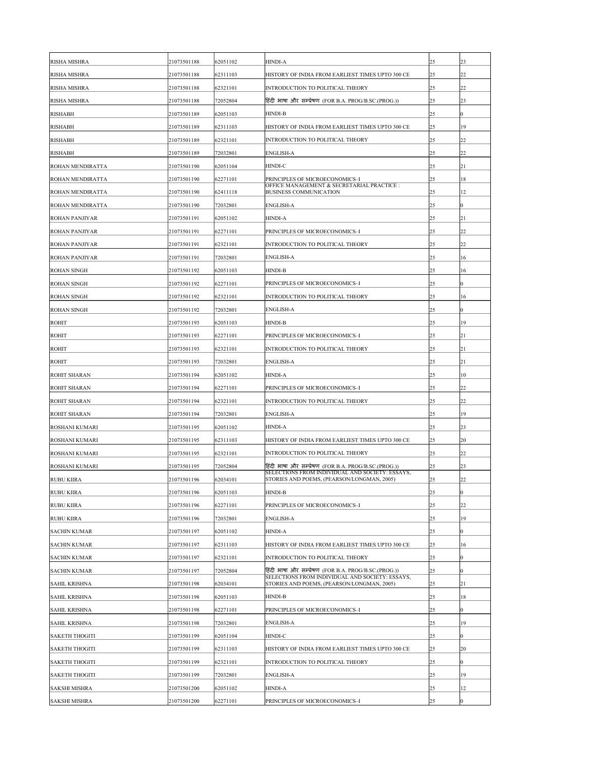| RISHA MISHRA | 21073501188 | 62051102 | HINDI-A | 25 | 23 |
|---|---|---|---|---|---|
| RISHA MISHRA | 21073501188 | 62311103 | HISTORY OF INDIA FROM EARLIEST TIMES UPTO 300 CE | 25 | 22 |
| RISHA MISHRA | 21073501188 | 62321101 | INTRODUCTION TO POLITICAL THEORY | 25 | 22 |
| RISHA MISHRA | 21073501188 | 72052804 | हिंदी भाषा और सम्प्रेषण (FOR B.A. PROG/B.SC.(PROG.)) | 25 | 23 |
| RISHABH | 21073501189 | 62051103 | HINDI-B | 25 | 0 |
| RISHABH | 21073501189 | 62311103 | HISTORY OF INDIA FROM EARLIEST TIMES UPTO 300 CE | 25 | 19 |
| RISHABH | 21073501189 | 62321101 | INTRODUCTION TO POLITICAL THEORY | 25 | 22 |
| RISHABH | 21073501189 | 72032801 | ENGLISH-A | 25 | 22 |
| ROHAN MENDIRATTA | 21073501190 | 62051104 | HINDI-C | 25 | 21 |
| ROHAN MENDIRATTA | 21073501190 | 62271101 | PRINCIPLES OF MICROECONOMICS–I | 25 | 18 |
| ROHAN MENDIRATTA | 21073501190 | 62411118 | OFFICE MANAGEMENT & SECRETARIAL PRACTICE : BUSINESS COMMUNICATION | 25 | 12 |
| ROHAN MENDIRATTA | 21073501190 | 72032801 | ENGLISH-A | 25 | 0 |
| ROHAN PANJIYAR | 21073501191 | 62051102 | HINDI-A | 25 | 21 |
| ROHAN PANJIYAR | 21073501191 | 62271101 | PRINCIPLES OF MICROECONOMICS–I | 25 | 22 |
| ROHAN PANJIYAR | 21073501191 | 62321101 | INTRODUCTION TO POLITICAL THEORY | 25 | 22 |
| ROHAN PANJIYAR | 21073501191 | 72032801 | ENGLISH-A | 25 | 16 |
| ROHAN SINGH | 21073501192 | 62051103 | HINDI-B | 25 | 16 |
| ROHAN SINGH | 21073501192 | 62271101 | PRINCIPLES OF MICROECONOMICS–I | 25 | 0 |
| ROHAN SINGH | 21073501192 | 62321101 | INTRODUCTION TO POLITICAL THEORY | 25 | 16 |
| ROHAN SINGH | 21073501192 | 72032801 | ENGLISH-A | 25 | 0 |
| ROHIT | 21073501193 | 62051103 | HINDI-B | 25 | 19 |
| ROHIT | 21073501193 | 62271101 | PRINCIPLES OF MICROECONOMICS–I | 25 | 21 |
| ROHIT | 21073501193 | 62321101 | INTRODUCTION TO POLITICAL THEORY | 25 | 21 |
| ROHIT | 21073501193 | 72032801 | ENGLISH-A | 25 | 21 |
| ROHIT SHARAN | 21073501194 | 62051102 | HINDI-A | 25 | 10 |
| ROHIT SHARAN | 21073501194 | 62271101 | PRINCIPLES OF MICROECONOMICS–I | 25 | 22 |
| ROHIT SHARAN | 21073501194 | 62321101 | INTRODUCTION TO POLITICAL THEORY | 25 | 22 |
| ROHIT SHARAN | 21073501194 | 72032801 | ENGLISH-A | 25 | 19 |
| ROSHANI KUMARI | 21073501195 | 62051102 | HINDI-A | 25 | 23 |
| ROSHANI KUMARI | 21073501195 | 62311103 | HISTORY OF INDIA FROM EARLIEST TIMES UPTO 300 CE | 25 | 20 |
| ROSHANI KUMARI | 21073501195 | 62321101 | INTRODUCTION TO POLITICAL THEORY | 25 | 22 |
| ROSHANI KUMARI | 21073501195 | 72052804 | हिंदी भाषा और सम्प्रेषण (FOR B.A. PROG/B.SC.(PROG.)) | 25 | 23 |
| RUBU KIIRA | 21073501196 | 62034101 | SELECTIONS FROM INDIVIDUAL AND SOCIETY: ESSAYS, STORIES AND POEMS, (PEARSON/LONGMAN, 2005) | 25 | 22 |
| RUBU KIIRA | 21073501196 | 62051103 | HINDI-B | 25 | 0 |
| RUBU KIIRA | 21073501196 | 62271101 | PRINCIPLES OF MICROECONOMICS–I | 25 | 22 |
| RUBU KIIRA | 21073501196 | 72032801 | ENGLISH-A | 25 | 19 |
| SACHIN KUMAR | 21073501197 | 62051102 | HINDI-A | 25 | 0 |
| SACHIN KUMAR | 21073501197 | 62311103 | HISTORY OF INDIA FROM EARLIEST TIMES UPTO 300 CE | 25 | 16 |
| SACHIN KUMAR | 21073501197 | 62321101 | INTRODUCTION TO POLITICAL THEORY | 25 | 0 |
| SACHIN KUMAR | 21073501197 | 72052804 | हिंदी भाषा और सम्प्रेषण (FOR B.A. PROG/B.SC.(PROG.)) | 25 | 0 |
| SAHIL KRISHNA | 21073501198 | 62034101 | SELECTIONS FROM INDIVIDUAL AND SOCIETY: ESSAYS, STORIES AND POEMS, (PEARSON/LONGMAN, 2005) | 25 | 21 |
| SAHIL KRISHNA | 21073501198 | 62051103 | HINDI-B | 25 | 18 |
| SAHIL KRISHNA | 21073501198 | 62271101 | PRINCIPLES OF MICROECONOMICS–I | 25 | 0 |
| SAHIL KRISHNA | 21073501198 | 72032801 | ENGLISH-A | 25 | 19 |
| SAKETH THOGITI | 21073501199 | 62051104 | HINDI-C | 25 | 0 |
| SAKETH THOGITI | 21073501199 | 62311103 | HISTORY OF INDIA FROM EARLIEST TIMES UPTO 300 CE | 25 | 20 |
| SAKETH THOGITI | 21073501199 | 62321101 | INTRODUCTION TO POLITICAL THEORY | 25 | 0 |
| SAKETH THOGITI | 21073501199 | 72032801 | ENGLISH-A | 25 | 19 |
| SAKSHI MISHRA | 21073501200 | 62051102 | HINDI-A | 25 | 12 |
| SAKSHI MISHRA | 21073501200 | 62271101 | PRINCIPLES OF MICROECONOMICS–I | 25 | 0 |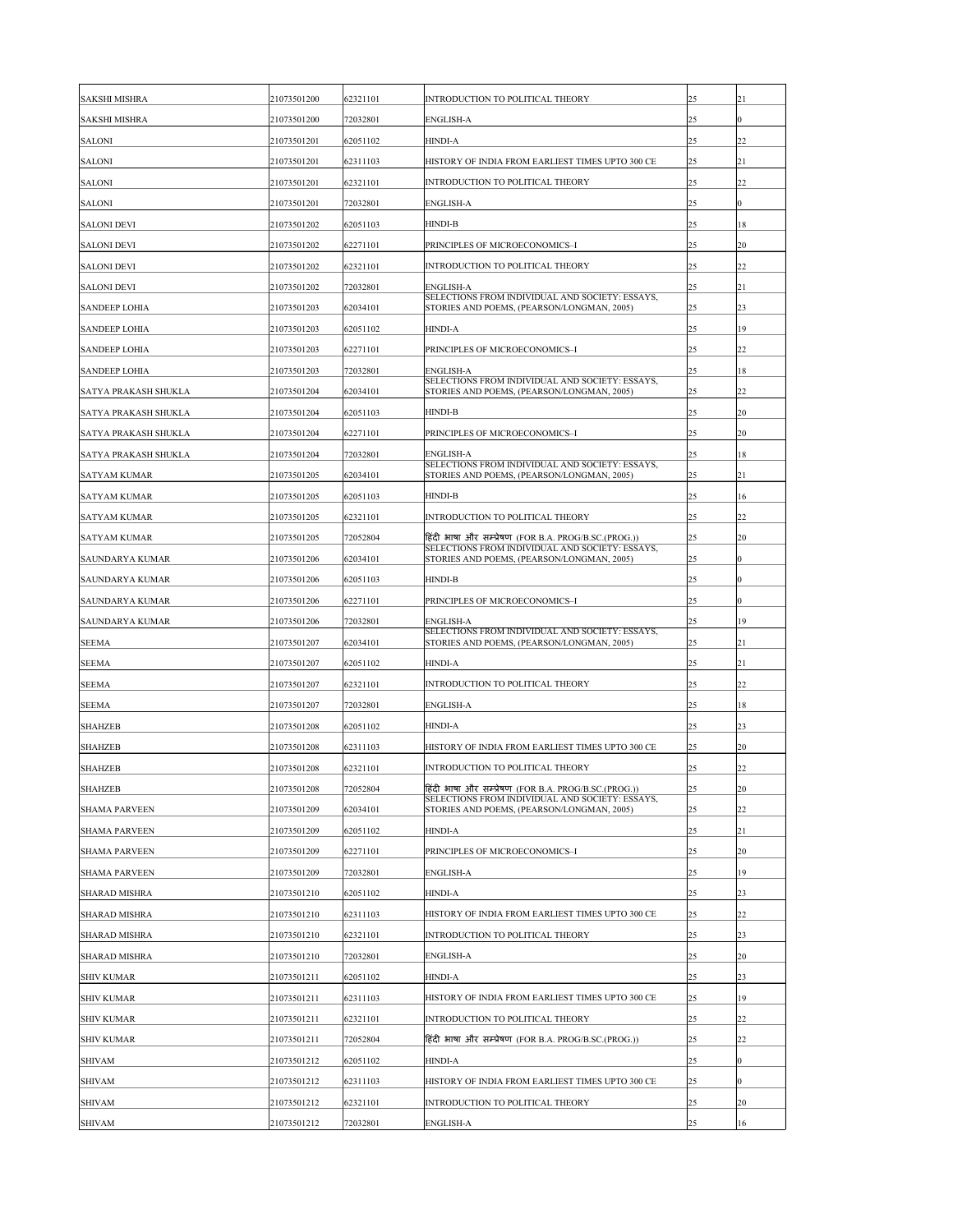| | | | | | |
|---|---|---|---|---|---|
| SAKSHI MISHRA | 21073501200 | 62321101 | INTRODUCTION TO POLITICAL THEORY | 25 | 21 |
| SAKSHI MISHRA | 21073501200 | 72032801 | ENGLISH-A | 25 | 0 |
| SALONI | 21073501201 | 62051102 | HINDI-A | 25 | 22 |
| SALONI | 21073501201 | 62311103 | HISTORY OF INDIA FROM EARLIEST TIMES UPTO 300 CE | 25 | 21 |
| SALONI | 21073501201 | 62321101 | INTRODUCTION TO POLITICAL THEORY | 25 | 22 |
| SALONI | 21073501201 | 72032801 | ENGLISH-A | 25 | 0 |
| SALONI DEVI | 21073501202 | 62051103 | HINDI-B | 25 | 18 |
| SALONI DEVI | 21073501202 | 62271101 | PRINCIPLES OF MICROECONOMICS–I | 25 | 20 |
| SALONI DEVI | 21073501202 | 62321101 | INTRODUCTION TO POLITICAL THEORY | 25 | 22 |
| SALONI DEVI | 21073501202 | 72032801 | ENGLISH-A | 25 | 21 |
| SANDEEP LOHIA | 21073501203 | 62034101 | SELECTIONS FROM INDIVIDUAL AND SOCIETY: ESSAYS, STORIES AND POEMS, (PEARSON/LONGMAN, 2005) | 25 | 23 |
| SANDEEP LOHIA | 21073501203 | 62051102 | HINDI-A | 25 | 19 |
| SANDEEP LOHIA | 21073501203 | 62271101 | PRINCIPLES OF MICROECONOMICS–I | 25 | 22 |
| SANDEEP LOHIA | 21073501203 | 72032801 | ENGLISH-A | 25 | 18 |
| SATYA PRAKASH SHUKLA | 21073501204 | 62034101 | SELECTIONS FROM INDIVIDUAL AND SOCIETY: ESSAYS, STORIES AND POEMS, (PEARSON/LONGMAN, 2005) | 25 | 22 |
| SATYA PRAKASH SHUKLA | 21073501204 | 62051103 | HINDI-B | 25 | 20 |
| SATYA PRAKASH SHUKLA | 21073501204 | 62271101 | PRINCIPLES OF MICROECONOMICS–I | 25 | 20 |
| SATYA PRAKASH SHUKLA | 21073501204 | 72032801 | ENGLISH-A | 25 | 18 |
| SATYAM KUMAR | 21073501205 | 62034101 | SELECTIONS FROM INDIVIDUAL AND SOCIETY: ESSAYS, STORIES AND POEMS, (PEARSON/LONGMAN, 2005) | 25 | 21 |
| SATYAM KUMAR | 21073501205 | 62051103 | HINDI-B | 25 | 16 |
| SATYAM KUMAR | 21073501205 | 62321101 | INTRODUCTION TO POLITICAL THEORY | 25 | 22 |
| SATYAM KUMAR | 21073501205 | 72052804 | हिंदी भाषा और सम्प्रेषण (FOR B.A. PROG/B.SC.(PROG.)) | 25 | 20 |
| SAUNDARYA KUMAR | 21073501206 | 62034101 | SELECTIONS FROM INDIVIDUAL AND SOCIETY: ESSAYS, STORIES AND POEMS, (PEARSON/LONGMAN, 2005) | 25 | 0 |
| SAUNDARYA KUMAR | 21073501206 | 62051103 | HINDI-B | 25 | 0 |
| SAUNDARYA KUMAR | 21073501206 | 62271101 | PRINCIPLES OF MICROECONOMICS–I | 25 | 0 |
| SAUNDARYA KUMAR | 21073501206 | 72032801 | ENGLISH-A | 25 | 19 |
| SEEMA | 21073501207 | 62034101 | SELECTIONS FROM INDIVIDUAL AND SOCIETY: ESSAYS, STORIES AND POEMS, (PEARSON/LONGMAN, 2005) | 25 | 21 |
| SEEMA | 21073501207 | 62051102 | HINDI-A | 25 | 21 |
| SEEMA | 21073501207 | 62321101 | INTRODUCTION TO POLITICAL THEORY | 25 | 22 |
| SEEMA | 21073501207 | 72032801 | ENGLISH-A | 25 | 18 |
| SHAHZEB | 21073501208 | 62051102 | HINDI-A | 25 | 23 |
| SHAHZEB | 21073501208 | 62311103 | HISTORY OF INDIA FROM EARLIEST TIMES UPTO 300 CE | 25 | 20 |
| SHAHZEB | 21073501208 | 62321101 | INTRODUCTION TO POLITICAL THEORY | 25 | 22 |
| SHAHZEB | 21073501208 | 72052804 | हिंदी भाषा और सम्प्रेषण (FOR B.A. PROG/B.SC.(PROG.)) | 25 | 20 |
| SHAMA PARVEEN | 21073501209 | 62034101 | SELECTIONS FROM INDIVIDUAL AND SOCIETY: ESSAYS, STORIES AND POEMS, (PEARSON/LONGMAN, 2005) | 25 | 22 |
| SHAMA PARVEEN | 21073501209 | 62051102 | HINDI-A | 25 | 21 |
| SHAMA PARVEEN | 21073501209 | 62271101 | PRINCIPLES OF MICROECONOMICS–I | 25 | 20 |
| SHAMA PARVEEN | 21073501209 | 72032801 | ENGLISH-A | 25 | 19 |
| SHARAD MISHRA | 21073501210 | 62051102 | HINDI-A | 25 | 23 |
| SHARAD MISHRA | 21073501210 | 62311103 | HISTORY OF INDIA FROM EARLIEST TIMES UPTO 300 CE | 25 | 22 |
| SHARAD MISHRA | 21073501210 | 62321101 | INTRODUCTION TO POLITICAL THEORY | 25 | 23 |
| SHARAD MISHRA | 21073501210 | 72032801 | ENGLISH-A | 25 | 20 |
| SHIV KUMAR | 21073501211 | 62051102 | HINDI-A | 25 | 23 |
| SHIV KUMAR | 21073501211 | 62311103 | HISTORY OF INDIA FROM EARLIEST TIMES UPTO 300 CE | 25 | 19 |
| SHIV KUMAR | 21073501211 | 62321101 | INTRODUCTION TO POLITICAL THEORY | 25 | 22 |
| SHIV KUMAR | 21073501211 | 72052804 | हिंदी भाषा और सम्प्रेषण (FOR B.A. PROG/B.SC.(PROG.)) | 25 | 22 |
| SHIVAM | 21073501212 | 62051102 | HINDI-A | 25 | 0 |
| SHIVAM | 21073501212 | 62311103 | HISTORY OF INDIA FROM EARLIEST TIMES UPTO 300 CE | 25 | 0 |
| SHIVAM | 21073501212 | 62321101 | INTRODUCTION TO POLITICAL THEORY | 25 | 20 |
| SHIVAM | 21073501212 | 72032801 | ENGLISH-A | 25 | 16 |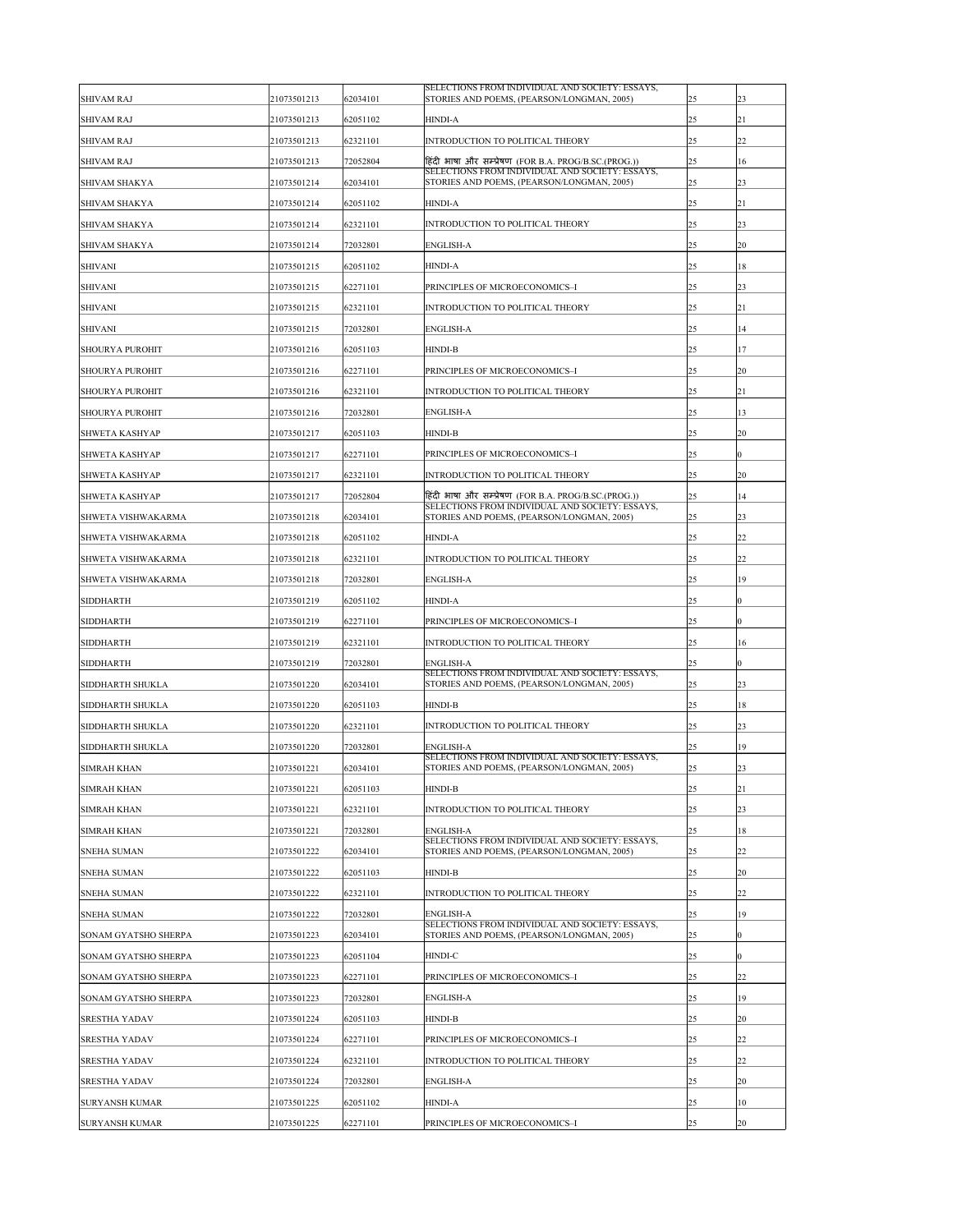| | | | | | |
|---|---|---|---|---|---|
| SHIVAM RAJ | 21073501213 | 62034101 | SELECTIONS FROM INDIVIDUAL AND SOCIETY: ESSAYS, STORIES AND POEMS, (PEARSON/LONGMAN, 2005) | 25 | 23 |
| SHIVAM RAJ | 21073501213 | 62051102 | HINDI-A | 25 | 21 |
| SHIVAM RAJ | 21073501213 | 62321101 | INTRODUCTION TO POLITICAL THEORY | 25 | 22 |
| SHIVAM RAJ | 21073501213 | 72052804 | हिंदी भाषा और सम्प्रेषण (FOR B.A. PROG/B.SC.(PROG.)) | 25 | 16 |
| SHIVAM SHAKYA | 21073501214 | 62034101 | SELECTIONS FROM INDIVIDUAL AND SOCIETY: ESSAYS, STORIES AND POEMS, (PEARSON/LONGMAN, 2005) | 25 | 23 |
| SHIVAM SHAKYA | 21073501214 | 62051102 | HINDI-A | 25 | 21 |
| SHIVAM SHAKYA | 21073501214 | 62321101 | INTRODUCTION TO POLITICAL THEORY | 25 | 23 |
| SHIVAM SHAKYA | 21073501214 | 72032801 | ENGLISH-A | 25 | 20 |
| SHIVANI | 21073501215 | 62051102 | HINDI-A | 25 | 18 |
| SHIVANI | 21073501215 | 62271101 | PRINCIPLES OF MICROECONOMICS–I | 25 | 23 |
| SHIVANI | 21073501215 | 62321101 | INTRODUCTION TO POLITICAL THEORY | 25 | 21 |
| SHIVANI | 21073501215 | 72032801 | ENGLISH-A | 25 | 14 |
| SHOURYA PUROHIT | 21073501216 | 62051103 | HINDI-B | 25 | 17 |
| SHOURYA PUROHIT | 21073501216 | 62271101 | PRINCIPLES OF MICROECONOMICS–I | 25 | 20 |
| SHOURYA PUROHIT | 21073501216 | 62321101 | INTRODUCTION TO POLITICAL THEORY | 25 | 21 |
| SHOURYA PUROHIT | 21073501216 | 72032801 | ENGLISH-A | 25 | 13 |
| SHWETA KASHYAP | 21073501217 | 62051103 | HINDI-B | 25 | 20 |
| SHWETA KASHYAP | 21073501217 | 62271101 | PRINCIPLES OF MICROECONOMICS–I | 25 | 0 |
| SHWETA KASHYAP | 21073501217 | 62321101 | INTRODUCTION TO POLITICAL THEORY | 25 | 20 |
| SHWETA KASHYAP | 21073501217 | 72052804 | हिंदी भाषा और सम्प्रेषण (FOR B.A. PROG/B.SC.(PROG.)) | 25 | 14 |
| SHWETA VISHWAKARMA | 21073501218 | 62034101 | SELECTIONS FROM INDIVIDUAL AND SOCIETY: ESSAYS, STORIES AND POEMS, (PEARSON/LONGMAN, 2005) | 25 | 23 |
| SHWETA VISHWAKARMA | 21073501218 | 62051102 | HINDI-A | 25 | 22 |
| SHWETA VISHWAKARMA | 21073501218 | 62321101 | INTRODUCTION TO POLITICAL THEORY | 25 | 22 |
| SHWETA VISHWAKARMA | 21073501218 | 72032801 | ENGLISH-A | 25 | 19 |
| SIDDHARTH | 21073501219 | 62051102 | HINDI-A | 25 | 0 |
| SIDDHARTH | 21073501219 | 62271101 | PRINCIPLES OF MICROECONOMICS–I | 25 | 0 |
| SIDDHARTH | 21073501219 | 62321101 | INTRODUCTION TO POLITICAL THEORY | 25 | 16 |
| SIDDHARTH | 21073501219 | 72032801 | ENGLISH-A | 25 | 0 |
| SIDDHARTH SHUKLA | 21073501220 | 62034101 | SELECTIONS FROM INDIVIDUAL AND SOCIETY: ESSAYS, STORIES AND POEMS, (PEARSON/LONGMAN, 2005) | 25 | 23 |
| SIDDHARTH SHUKLA | 21073501220 | 62051103 | HINDI-B | 25 | 18 |
| SIDDHARTH SHUKLA | 21073501220 | 62321101 | INTRODUCTION TO POLITICAL THEORY | 25 | 23 |
| SIDDHARTH SHUKLA | 21073501220 | 72032801 | ENGLISH-A | 25 | 19 |
| SIMRAH KHAN | 21073501221 | 62034101 | SELECTIONS FROM INDIVIDUAL AND SOCIETY: ESSAYS, STORIES AND POEMS, (PEARSON/LONGMAN, 2005) | 25 | 23 |
| SIMRAH KHAN | 21073501221 | 62051103 | HINDI-B | 25 | 21 |
| SIMRAH KHAN | 21073501221 | 62321101 | INTRODUCTION TO POLITICAL THEORY | 25 | 23 |
| SIMRAH KHAN | 21073501221 | 72032801 | ENGLISH-A | 25 | 18 |
| SNEHA SUMAN | 21073501222 | 62034101 | SELECTIONS FROM INDIVIDUAL AND SOCIETY: ESSAYS, STORIES AND POEMS, (PEARSON/LONGMAN, 2005) | 25 | 22 |
| SNEHA SUMAN | 21073501222 | 62051103 | HINDI-B | 25 | 20 |
| SNEHA SUMAN | 21073501222 | 62321101 | INTRODUCTION TO POLITICAL THEORY | 25 | 22 |
| SNEHA SUMAN | 21073501222 | 72032801 | ENGLISH-A | 25 | 19 |
| SONAM GYATSHO SHERPA | 21073501223 | 62034101 | SELECTIONS FROM INDIVIDUAL AND SOCIETY: ESSAYS, STORIES AND POEMS, (PEARSON/LONGMAN, 2005) | 25 | 0 |
| SONAM GYATSHO SHERPA | 21073501223 | 62051104 | HINDI-C | 25 | 0 |
| SONAM GYATSHO SHERPA | 21073501223 | 62271101 | PRINCIPLES OF MICROECONOMICS–I | 25 | 22 |
| SONAM GYATSHO SHERPA | 21073501223 | 72032801 | ENGLISH-A | 25 | 19 |
| SRESTHA YADAV | 21073501224 | 62051103 | HINDI-B | 25 | 20 |
| SRESTHA YADAV | 21073501224 | 62271101 | PRINCIPLES OF MICROECONOMICS–I | 25 | 22 |
| SRESTHA YADAV | 21073501224 | 62321101 | INTRODUCTION TO POLITICAL THEORY | 25 | 22 |
| SRESTHA YADAV | 21073501224 | 72032801 | ENGLISH-A | 25 | 20 |
| SURYANSH KUMAR | 21073501225 | 62051102 | HINDI-A | 25 | 10 |
| SURYANSH KUMAR | 21073501225 | 62271101 | PRINCIPLES OF MICROECONOMICS–I | 25 | 20 |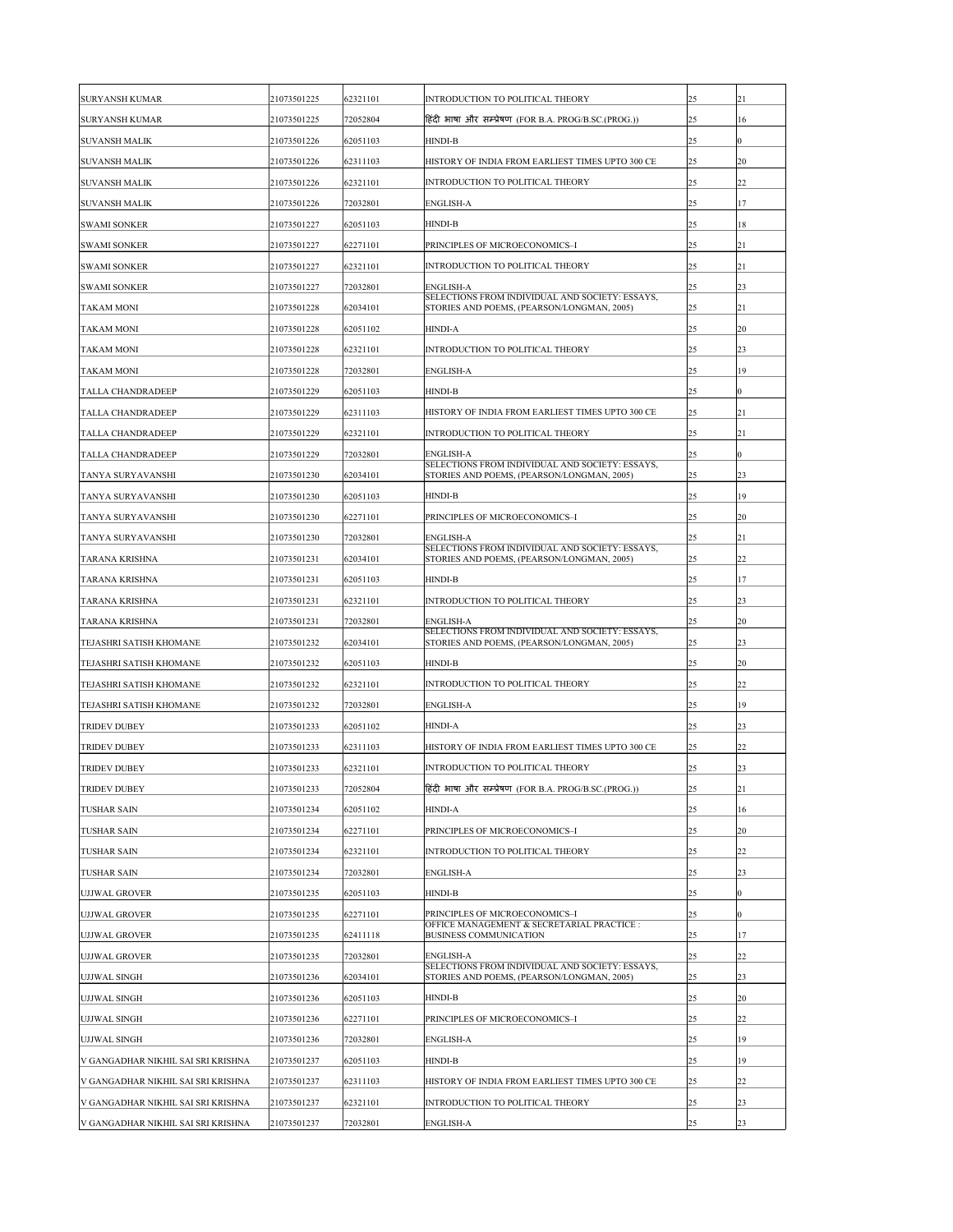| SURYANSH KUMAR | 21073501225 | 62321101 | INTRODUCTION TO POLITICAL THEORY | 25 | 21 |
|---|---|---|---|---|---|
| SURYANSH KUMAR | 21073501225 | 72052804 | हिंदी भाषा और सम्प्रेषण (FOR B.A. PROG/B.SC.(PROG.)) | 25 | 16 |
| SUVANSH MALIK | 21073501226 | 62051103 | HINDI-B | 25 | 0 |
| SUVANSH MALIK | 21073501226 | 62311103 | HISTORY OF INDIA FROM EARLIEST TIMES UPTO 300 CE | 25 | 20 |
| SUVANSH MALIK | 21073501226 | 62321101 | INTRODUCTION TO POLITICAL THEORY | 25 | 22 |
| SUVANSH MALIK | 21073501226 | 72032801 | ENGLISH-A | 25 | 17 |
| SWAMI SONKER | 21073501227 | 62051103 | HINDI-B | 25 | 18 |
| SWAMI SONKER | 21073501227 | 62271101 | PRINCIPLES OF MICROECONOMICS–I | 25 | 21 |
| SWAMI SONKER | 21073501227 | 62321101 | INTRODUCTION TO POLITICAL THEORY | 25 | 21 |
| SWAMI SONKER | 21073501227 | 72032801 | ENGLISH-A | 25 | 23 |
| TAKAM MONI | 21073501228 | 62034101 | SELECTIONS FROM INDIVIDUAL AND SOCIETY: ESSAYS, STORIES AND POEMS, (PEARSON/LONGMAN, 2005) | 25 | 21 |
| TAKAM MONI | 21073501228 | 62051102 | HINDI-A | 25 | 20 |
| TAKAM MONI | 21073501228 | 62321101 | INTRODUCTION TO POLITICAL THEORY | 25 | 23 |
| TAKAM MONI | 21073501228 | 72032801 | ENGLISH-A | 25 | 19 |
| TALLA CHANDRADEEP | 21073501229 | 62051103 | HINDI-B | 25 | 0 |
| TALLA CHANDRADEEP | 21073501229 | 62311103 | HISTORY OF INDIA FROM EARLIEST TIMES UPTO 300 CE | 25 | 21 |
| TALLA CHANDRADEEP | 21073501229 | 62321101 | INTRODUCTION TO POLITICAL THEORY | 25 | 21 |
| TALLA CHANDRADEEP | 21073501229 | 72032801 | ENGLISH-A | 25 | 0 |
| TANYA SURYAVANSHI | 21073501230 | 62034101 | SELECTIONS FROM INDIVIDUAL AND SOCIETY: ESSAYS, STORIES AND POEMS, (PEARSON/LONGMAN, 2005) | 25 | 23 |
| TANYA SURYAVANSHI | 21073501230 | 62051103 | HINDI-B | 25 | 19 |
| TANYA SURYAVANSHI | 21073501230 | 62271101 | PRINCIPLES OF MICROECONOMICS–I | 25 | 20 |
| TANYA SURYAVANSHI | 21073501230 | 72032801 | ENGLISH-A | 25 | 21 |
| TARANA KRISHNA | 21073501231 | 62034101 | SELECTIONS FROM INDIVIDUAL AND SOCIETY: ESSAYS, STORIES AND POEMS, (PEARSON/LONGMAN, 2005) | 25 | 22 |
| TARANA KRISHNA | 21073501231 | 62051103 | HINDI-B | 25 | 17 |
| TARANA KRISHNA | 21073501231 | 62321101 | INTRODUCTION TO POLITICAL THEORY | 25 | 23 |
| TARANA KRISHNA | 21073501231 | 72032801 | ENGLISH-A | 25 | 20 |
| TEJASHRI SATISH KHOMANE | 21073501232 | 62034101 | SELECTIONS FROM INDIVIDUAL AND SOCIETY: ESSAYS, STORIES AND POEMS, (PEARSON/LONGMAN, 2005) | 25 | 23 |
| TEJASHRI SATISH KHOMANE | 21073501232 | 62051103 | HINDI-B | 25 | 20 |
| TEJASHRI SATISH KHOMANE | 21073501232 | 62321101 | INTRODUCTION TO POLITICAL THEORY | 25 | 22 |
| TEJASHRI SATISH KHOMANE | 21073501232 | 72032801 | ENGLISH-A | 25 | 19 |
| TRIDEV DUBEY | 21073501233 | 62051102 | HINDI-A | 25 | 23 |
| TRIDEV DUBEY | 21073501233 | 62311103 | HISTORY OF INDIA FROM EARLIEST TIMES UPTO 300 CE | 25 | 22 |
| TRIDEV DUBEY | 21073501233 | 62321101 | INTRODUCTION TO POLITICAL THEORY | 25 | 23 |
| TRIDEV DUBEY | 21073501233 | 72052804 | हिंदी भाषा और सम्प्रेषण (FOR B.A. PROG/B.SC.(PROG.)) | 25 | 21 |
| TUSHAR SAIN | 21073501234 | 62051102 | HINDI-A | 25 | 16 |
| TUSHAR SAIN | 21073501234 | 62271101 | PRINCIPLES OF MICROECONOMICS–I | 25 | 20 |
| TUSHAR SAIN | 21073501234 | 62321101 | INTRODUCTION TO POLITICAL THEORY | 25 | 22 |
| TUSHAR SAIN | 21073501234 | 72032801 | ENGLISH-A | 25 | 23 |
| UJJWAL GROVER | 21073501235 | 62051103 | HINDI-B | 25 | 0 |
| UJJWAL GROVER | 21073501235 | 62271101 | PRINCIPLES OF MICROECONOMICS–I | 25 | 0 |
| UJJWAL GROVER | 21073501235 | 62411118 | OFFICE MANAGEMENT & SECRETARIAL PRACTICE : BUSINESS COMMUNICATION | 25 | 17 |
| UJJWAL GROVER | 21073501235 | 72032801 | ENGLISH-A | 25 | 22 |
| UJJWAL SINGH | 21073501236 | 62034101 | SELECTIONS FROM INDIVIDUAL AND SOCIETY: ESSAYS, STORIES AND POEMS, (PEARSON/LONGMAN, 2005) | 25 | 23 |
| UJJWAL SINGH | 21073501236 | 62051103 | HINDI-B | 25 | 20 |
| UJJWAL SINGH | 21073501236 | 62271101 | PRINCIPLES OF MICROECONOMICS–I | 25 | 22 |
| UJJWAL SINGH | 21073501236 | 72032801 | ENGLISH-A | 25 | 19 |
| V GANGADHAR NIKHIL SAI SRI KRISHNA | 21073501237 | 62051103 | HINDI-B | 25 | 19 |
| V GANGADHAR NIKHIL SAI SRI KRISHNA | 21073501237 | 62311103 | HISTORY OF INDIA FROM EARLIEST TIMES UPTO 300 CE | 25 | 22 |
| V GANGADHAR NIKHIL SAI SRI KRISHNA | 21073501237 | 62321101 | INTRODUCTION TO POLITICAL THEORY | 25 | 23 |
| V GANGADHAR NIKHIL SAI SRI KRISHNA | 21073501237 | 72032801 | ENGLISH-A | 25 | 23 |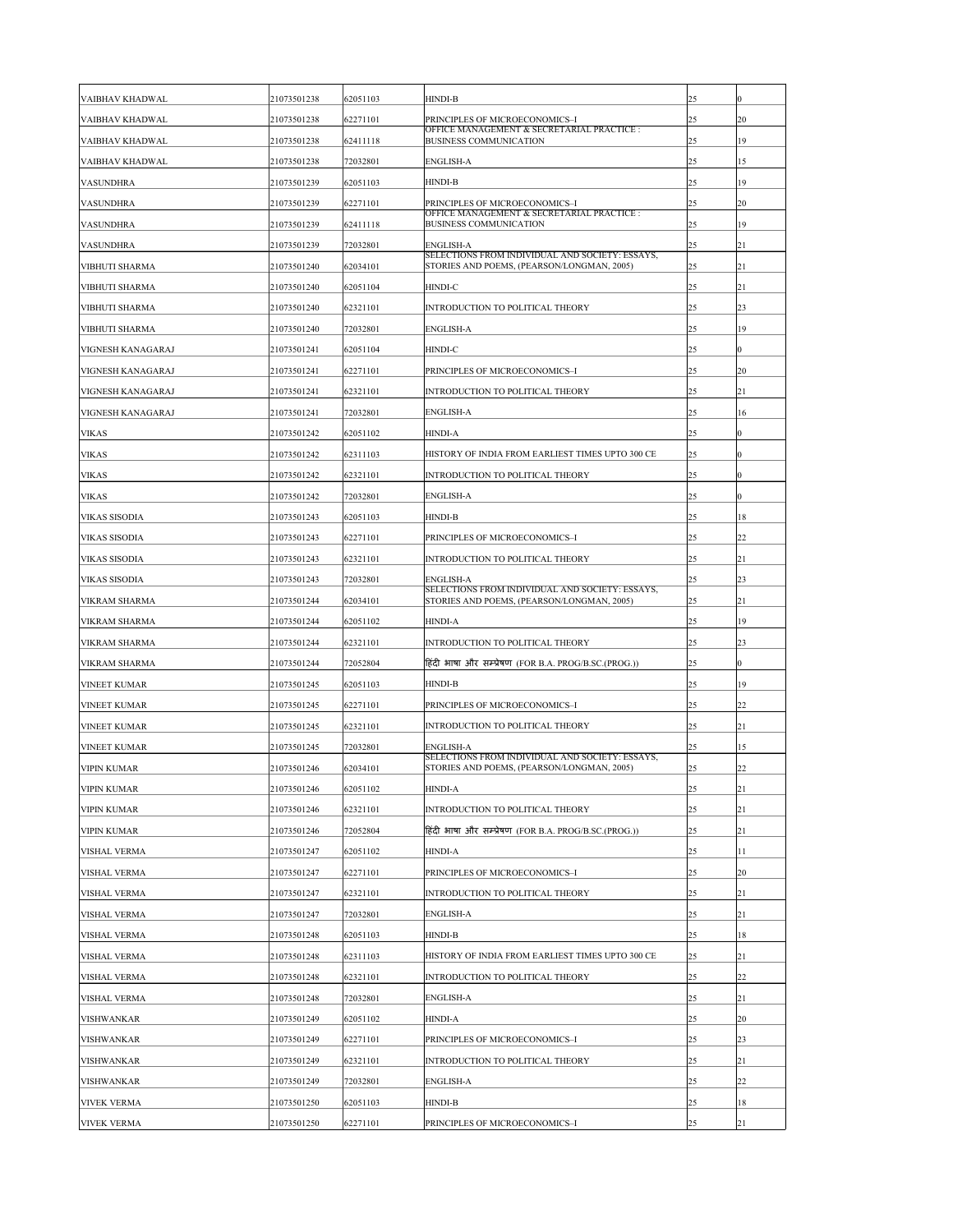| | | | | | |
|---|---|---|---|---|---|
| VAIBHAV KHADWAL | 21073501238 | 62051103 | HINDI-B | 25 | 0 |
| VAIBHAV KHADWAL | 21073501238 | 62271101 | PRINCIPLES OF MICROECONOMICS–I | 25 | 20 |
| VAIBHAV KHADWAL | 21073501238 | 62411118 | OFFICE MANAGEMENT & SECRETARIAL PRACTICE : BUSINESS COMMUNICATION | 25 | 19 |
| VAIBHAV KHADWAL | 21073501238 | 72032801 | ENGLISH-A | 25 | 15 |
| VASUNDHRA | 21073501239 | 62051103 | HINDI-B | 25 | 19 |
| VASUNDHRA | 21073501239 | 62271101 | PRINCIPLES OF MICROECONOMICS–I | 25 | 20 |
| VASUNDHRA | 21073501239 | 62411118 | OFFICE MANAGEMENT & SECRETARIAL PRACTICE : BUSINESS COMMUNICATION | 25 | 19 |
| VASUNDHRA | 21073501239 | 72032801 | ENGLISH-A | 25 | 21 |
| VIBHUTI SHARMA | 21073501240 | 62034101 | SELECTIONS FROM INDIVIDUAL AND SOCIETY: ESSAYS, STORIES AND POEMS, (PEARSON/LONGMAN, 2005) | 25 | 21 |
| VIBHUTI SHARMA | 21073501240 | 62051104 | HINDI-C | 25 | 21 |
| VIBHUTI SHARMA | 21073501240 | 62321101 | INTRODUCTION TO POLITICAL THEORY | 25 | 23 |
| VIBHUTI SHARMA | 21073501240 | 72032801 | ENGLISH-A | 25 | 19 |
| VIGNESH KANAGARAJ | 21073501241 | 62051104 | HINDI-C | 25 | 0 |
| VIGNESH KANAGARAJ | 21073501241 | 62271101 | PRINCIPLES OF MICROECONOMICS–I | 25 | 20 |
| VIGNESH KANAGARAJ | 21073501241 | 62321101 | INTRODUCTION TO POLITICAL THEORY | 25 | 21 |
| VIGNESH KANAGARAJ | 21073501241 | 72032801 | ENGLISH-A | 25 | 16 |
| VIKAS | 21073501242 | 62051102 | HINDI-A | 25 | 0 |
| VIKAS | 21073501242 | 62311103 | HISTORY OF INDIA FROM EARLIEST TIMES UPTO 300 CE | 25 | 0 |
| VIKAS | 21073501242 | 62321101 | INTRODUCTION TO POLITICAL THEORY | 25 | 0 |
| VIKAS | 21073501242 | 72032801 | ENGLISH-A | 25 | 0 |
| VIKAS SISODIA | 21073501243 | 62051103 | HINDI-B | 25 | 18 |
| VIKAS SISODIA | 21073501243 | 62271101 | PRINCIPLES OF MICROECONOMICS–I | 25 | 22 |
| VIKAS SISODIA | 21073501243 | 62321101 | INTRODUCTION TO POLITICAL THEORY | 25 | 21 |
| VIKAS SISODIA | 21073501243 | 72032801 | ENGLISH-A | 25 | 23 |
| VIKRAM SHARMA | 21073501244 | 62034101 | SELECTIONS FROM INDIVIDUAL AND SOCIETY: ESSAYS, STORIES AND POEMS, (PEARSON/LONGMAN, 2005) | 25 | 21 |
| VIKRAM SHARMA | 21073501244 | 62051102 | HINDI-A | 25 | 19 |
| VIKRAM SHARMA | 21073501244 | 62321101 | INTRODUCTION TO POLITICAL THEORY | 25 | 23 |
| VIKRAM SHARMA | 21073501244 | 72052804 | हिंदी भाषा और सम्प्रेषण (FOR B.A. PROG/B.SC.(PROG.)) | 25 | 0 |
| VINEET KUMAR | 21073501245 | 62051103 | HINDI-B | 25 | 19 |
| VINEET KUMAR | 21073501245 | 62271101 | PRINCIPLES OF MICROECONOMICS–I | 25 | 22 |
| VINEET KUMAR | 21073501245 | 62321101 | INTRODUCTION TO POLITICAL THEORY | 25 | 21 |
| VINEET KUMAR | 21073501245 | 72032801 | ENGLISH-A | 25 | 15 |
| VIPIN KUMAR | 21073501246 | 62034101 | SELECTIONS FROM INDIVIDUAL AND SOCIETY: ESSAYS, STORIES AND POEMS, (PEARSON/LONGMAN, 2005) | 25 | 22 |
| VIPIN KUMAR | 21073501246 | 62051102 | HINDI-A | 25 | 21 |
| VIPIN KUMAR | 21073501246 | 62321101 | INTRODUCTION TO POLITICAL THEORY | 25 | 21 |
| VIPIN KUMAR | 21073501246 | 72052804 | हिंदी भाषा और सम्प्रेषण (FOR B.A. PROG/B.SC.(PROG.)) | 25 | 21 |
| VISHAL VERMA | 21073501247 | 62051102 | HINDI-A | 25 | 11 |
| VISHAL VERMA | 21073501247 | 62271101 | PRINCIPLES OF MICROECONOMICS–I | 25 | 20 |
| VISHAL VERMA | 21073501247 | 62321101 | INTRODUCTION TO POLITICAL THEORY | 25 | 21 |
| VISHAL VERMA | 21073501247 | 72032801 | ENGLISH-A | 25 | 21 |
| VISHAL VERMA | 21073501248 | 62051103 | HINDI-B | 25 | 18 |
| VISHAL VERMA | 21073501248 | 62311103 | HISTORY OF INDIA FROM EARLIEST TIMES UPTO 300 CE | 25 | 21 |
| VISHAL VERMA | 21073501248 | 62321101 | INTRODUCTION TO POLITICAL THEORY | 25 | 22 |
| VISHAL VERMA | 21073501248 | 72032801 | ENGLISH-A | 25 | 21 |
| VISHWANKAR | 21073501249 | 62051102 | HINDI-A | 25 | 20 |
| VISHWANKAR | 21073501249 | 62271101 | PRINCIPLES OF MICROECONOMICS–I | 25 | 23 |
| VISHWANKAR | 21073501249 | 62321101 | INTRODUCTION TO POLITICAL THEORY | 25 | 21 |
| VISHWANKAR | 21073501249 | 72032801 | ENGLISH-A | 25 | 22 |
| VIVEK VERMA | 21073501250 | 62051103 | HINDI-B | 25 | 18 |
| VIVEK VERMA | 21073501250 | 62271101 | PRINCIPLES OF MICROECONOMICS–I | 25 | 21 |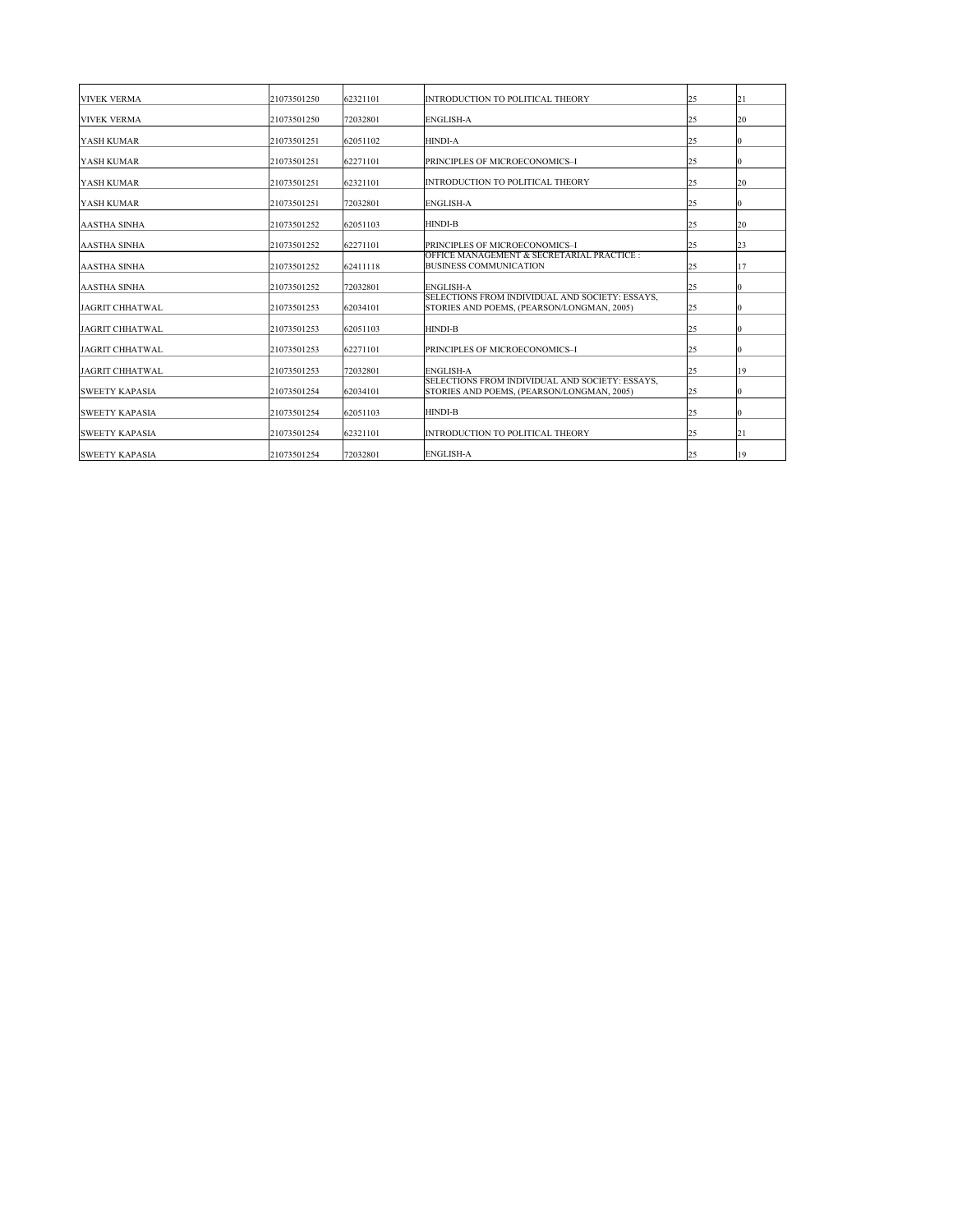| | | | | | |
|---|---|---|---|---|---|
| VIVEK VERMA | 21073501250 | 62321101 | INTRODUCTION TO POLITICAL THEORY | 25 | 21 |
| VIVEK VERMA | 21073501250 | 72032801 | ENGLISH-A | 25 | 20 |
| YASH KUMAR | 21073501251 | 62051102 | HINDI-A | 25 | 0 |
| YASH KUMAR | 21073501251 | 62271101 | PRINCIPLES OF MICROECONOMICS–I | 25 | 0 |
| YASH KUMAR | 21073501251 | 62321101 | INTRODUCTION TO POLITICAL THEORY | 25 | 20 |
| YASH KUMAR | 21073501251 | 72032801 | ENGLISH-A | 25 | 0 |
| AASTHA SINHA | 21073501252 | 62051103 | HINDI-B | 25 | 20 |
| AASTHA SINHA | 21073501252 | 62271101 | PRINCIPLES OF MICROECONOMICS–I | 25 | 23 |
| AASTHA SINHA | 21073501252 | 62411118 | OFFICE MANAGEMENT & SECRETARIAL PRACTICE : BUSINESS COMMUNICATION | 25 | 17 |
| AASTHA SINHA | 21073501252 | 72032801 | ENGLISH-A | 25 | 0 |
| JAGRIT CHHATWAL | 21073501253 | 62034101 | SELECTIONS FROM INDIVIDUAL AND SOCIETY: ESSAYS, STORIES AND POEMS, (PEARSON/LONGMAN, 2005) | 25 | 0 |
| JAGRIT CHHATWAL | 21073501253 | 62051103 | HINDI-B | 25 | 0 |
| JAGRIT CHHATWAL | 21073501253 | 62271101 | PRINCIPLES OF MICROECONOMICS–I | 25 | 0 |
| JAGRIT CHHATWAL | 21073501253 | 72032801 | ENGLISH-A | 25 | 19 |
| SWEETY KAPASIA | 21073501254 | 62034101 | SELECTIONS FROM INDIVIDUAL AND SOCIETY: ESSAYS, STORIES AND POEMS, (PEARSON/LONGMAN, 2005) | 25 | 0 |
| SWEETY KAPASIA | 21073501254 | 62051103 | HINDI-B | 25 | 0 |
| SWEETY KAPASIA | 21073501254 | 62321101 | INTRODUCTION TO POLITICAL THEORY | 25 | 21 |
| SWEETY KAPASIA | 21073501254 | 72032801 | ENGLISH-A | 25 | 19 |